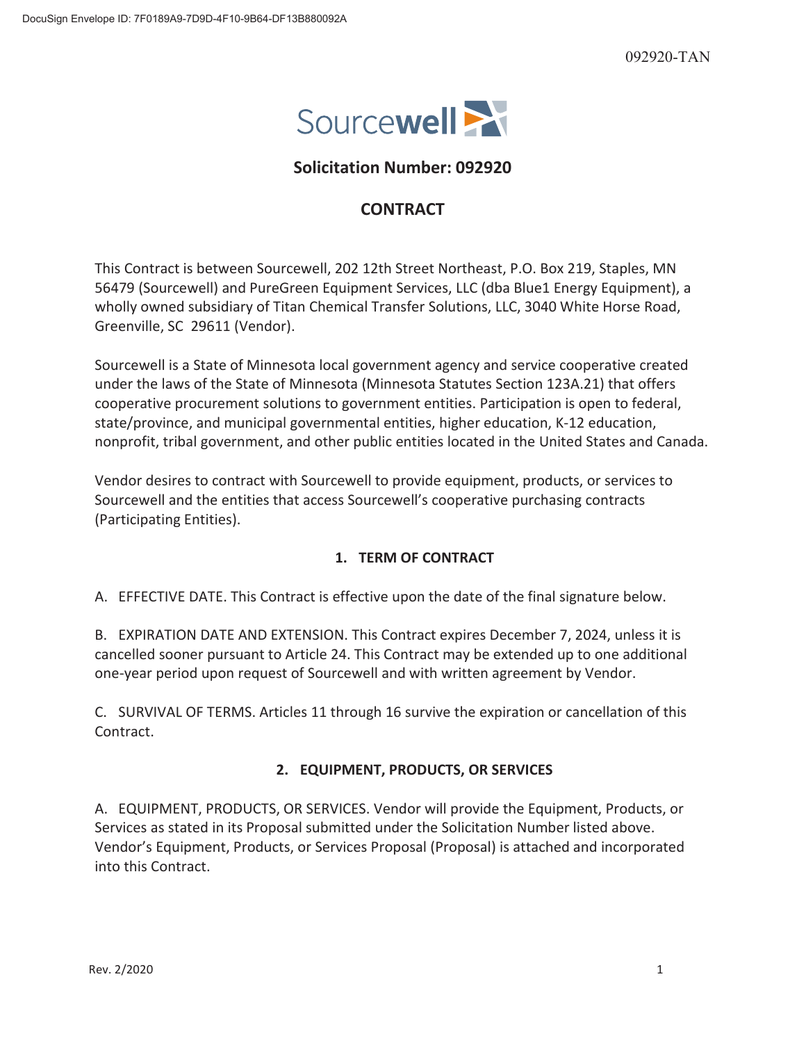DocuSign Envelope ID: 7F0189A9-7D9D-4F10-9B64-DF13B880092A

092920-TAN

Sourcewell

## Solicitation Number: 092920

## CONTRACT

This Contract is between Sourcewell, 202 12th Street Northeast, P.O. Box 219, Staples, MN 56479 (Sourcewell) and PureGreen Equipment Services, LLC (dba Blue1 Energy Equipment), a wholly owned subsidiary of Titan Chemical Transfer Solutions, LLC, 3040 White Horse Road, Greenville, SC 29611 (Vendor).

Sourcewell is a State of Minnesota local government agency and service cooperative created under the laws of the State of Minnesota (Minnesota Statutes Section 123A.21) that offers cooperative procurement solutions to government entities. Participation is open to federal, state/province, and municipal governmental entities, higher education, K-12 education, nonprofit, tribal government, and other public entities located in the United States and Canada.

Vendor desires to contract with Sourcewell to provide equipment, products, or services to Sourcewell and the entities that access Sourcewell's cooperative purchasing contracts (Participating Entities).

### 1. TERM OF CONTRACT

A. EFFECTIVE DATE. This Contract is effective upon the date of the final signature below.

B. EXPIRATION DATE AND EXTENSION. This Contract expires December 7, 2024, unless it is cancelled sooner pursuant to Article 24. This Contract may be extended up to one additional one-year period upon request of Sourcewell and with written agreement by Vendor.

C. SURVIVAL OF TERMS. Articles 11 through 16 survive the expiration or cancellation of this Contract.

### 2. EQUIPMENT, PRODUCTS, OR SERVICES

A. EQUIPMENT, PRODUCTS, OR SERVICES. Vendor will provide the Equipment, Products, or Services as stated in its Proposal submitted under the Solicitation Number listed above. Vendor's Equipment, Products, or Services Proposal (Proposal) is attached and incorporated into this Contract.

Rev. 2/2020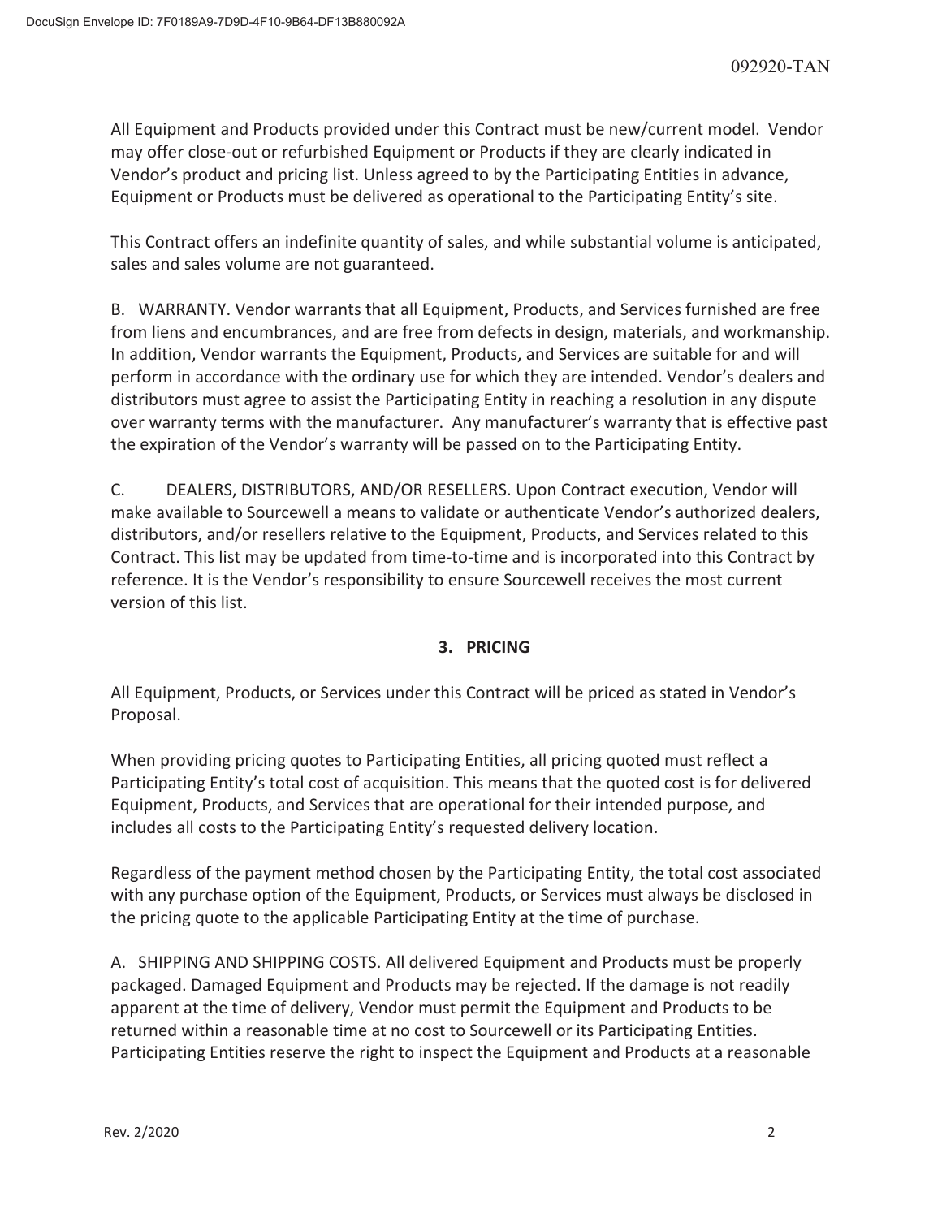All Equipment and Products provided under this Contract must be new/current model. Vendor may offer close-out or refurbished Equipment or Products if they are clearly indicated in Vendor's product and pricing list. Unless agreed to by the Participating Entities in advance, Equipment or Products must be delivered as operational to the Participating Entity's site.

This Contract offers an indefinite quantity of sales, and while substantial volume is anticipated, sales and sales volume are not guaranteed.

B. WARRANTY. Vendor warrants that all Equipment, Products, and Services furnished are free from liens and encumbrances, and are free from defects in design, materials, and workmanship. In addition, Vendor warrants the Equipment, Products, and Services are suitable for and will perform in accordance with the ordinary use for which they are intended. Vendor's dealers and distributors must agree to assist the Participating Entity in reaching a resolution in any dispute over warranty terms with the manufacturer. Any manufacturer's warranty that is effective past the expiration of the Vendor's warranty will be passed on to the Participating Entity.

C. DEALERS, DISTRIBUTORS, AND/OR RESELLERS. Upon Contract execution, Vendor will make available to Sourcewell a means to validate or authenticate Vendor's authorized dealers, distributors, and/or resellers relative to the Equipment, Products, and Services related to this Contract. This list may be updated from time-to-time and is incorporated into this Contract by reference. It is the Vendor's responsibility to ensure Sourcewell receives the most current version of this list.

## 3. PRICING

All Equipment, Products, or Services under this Contract will be priced as stated in Vendor's Proposal.

When providing pricing quotes to Participating Entities, all pricing quoted must reflect a Participating Entity's total cost of acquisition. This means that the quoted cost is for delivered Equipment, Products, and Services that are operational for their intended purpose, and includes all costs to the Participating Entity's requested delivery location.

Regardless of the payment method chosen by the Participating Entity, the total cost associated with any purchase option of the Equipment, Products, or Services must always be disclosed in the pricing quote to the applicable Participating Entity at the time of purchase.

A. SHIPPING AND SHIPPING COSTS. All delivered Equipment and Products must be properly packaged. Damaged Equipment and Products may be rejected. If the damage is not readily apparent at the time of delivery, Vendor must permit the Equipment and Products to be returned within a reasonable time at no cost to Sourcewell or its Participating Entities. Participating Entities reserve the right to inspect the Equipment and Products at a reasonable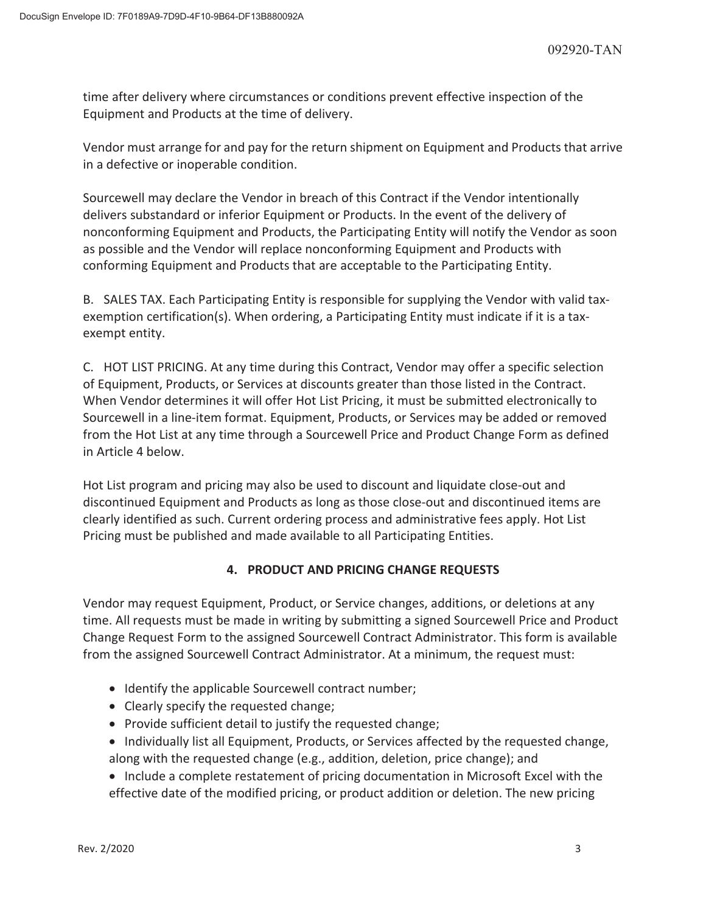time after delivery where circumstances or conditions prevent effective inspection of the Equipment and Products at the time of delivery.

Vendor must arrange for and pay for the return shipment on Equipment and Products that arrive in a defective or inoperable condition.

Sourcewell may declare the Vendor in breach of this Contract if the Vendor intentionally delivers substandard or inferior Equipment or Products. In the event of the delivery of nonconforming Equipment and Products, the Participating Entity will notify the Vendor as soon as possible and the Vendor will replace nonconforming Equipment and Products with conforming Equipment and Products that are acceptable to the Participating Entity.

B. SALES TAX. Each Participating Entity is responsible for supplying the Vendor with valid tax-exemption certification(s). When ordering, a Participating Entity must indicate if it is a tax-exempt entity.

C. HOT LIST PRICING. At any time during this Contract, Vendor may offer a specific selection of Equipment, Products, or Services at discounts greater than those listed in the Contract. When Vendor determines it will offer Hot List Pricing, it must be submitted electronically to Sourcewell in a line-item format. Equipment, Products, or Services may be added or removed from the Hot List at any time through a Sourcewell Price and Product Change Form as defined in Article 4 below.

Hot List program and pricing may also be used to discount and liquidate close-out and discontinued Equipment and Products as long as those close-out and discontinued items are clearly identified as such. Current ordering process and administrative fees apply. Hot List Pricing must be published and made available to all Participating Entities.

## 4. PRODUCT AND PRICING CHANGE REQUESTS

Vendor may request Equipment, Product, or Service changes, additions, or deletions at any time. All requests must be made in writing by submitting a signed Sourcewell Price and Product Change Request Form to the assigned Sourcewell Contract Administrator. This form is available from the assigned Sourcewell Contract Administrator. At a minimum, the request must:

- Identify the applicable Sourcewell contract number;
- Clearly specify the requested change;
- Provide sufficient detail to justify the requested change;
- Individually list all Equipment, Products, or Services affected by the requested change, along with the requested change (e.g., addition, deletion, price change); and
- Include a complete restatement of pricing documentation in Microsoft Excel with the effective date of the modified pricing, or product addition or deletion. The new pricing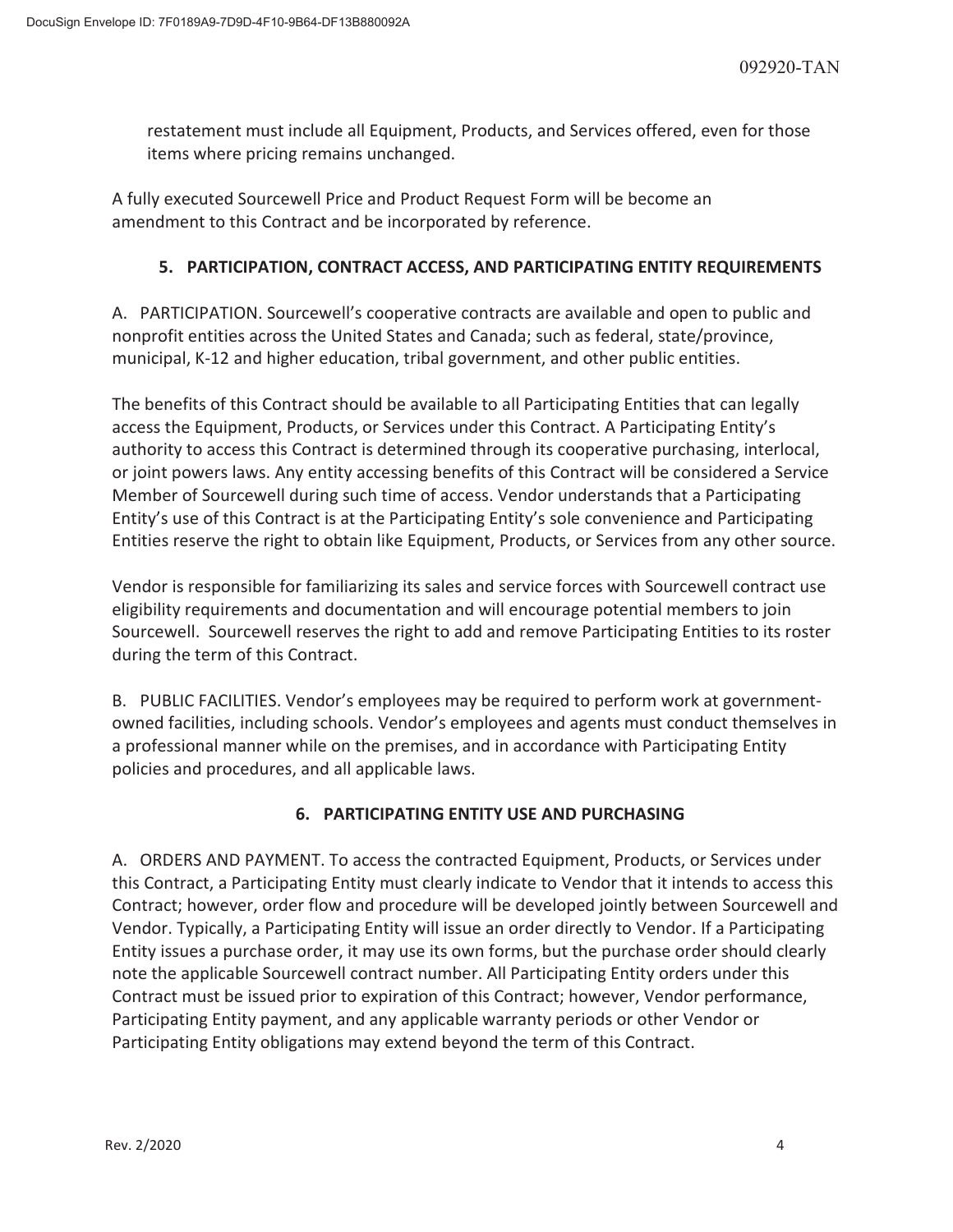restatement must include all Equipment, Products, and Services offered, even for those items where pricing remains unchanged.

A fully executed Sourcewell Price and Product Request Form will be become an amendment to this Contract and be incorporated by reference.

## 5. PARTICIPATION, CONTRACT ACCESS, AND PARTICIPATING ENTITY REQUIREMENTS

A. PARTICIPATION. Sourcewell's cooperative contracts are available and open to public and nonprofit entities across the United States and Canada; such as federal, state/province, municipal, K-12 and higher education, tribal government, and other public entities.

The benefits of this Contract should be available to all Participating Entities that can legally access the Equipment, Products, or Services under this Contract. A Participating Entity's authority to access this Contract is determined through its cooperative purchasing, interlocal, or joint powers laws. Any entity accessing benefits of this Contract will be considered a Service Member of Sourcewell during such time of access. Vendor understands that a Participating Entity's use of this Contract is at the Participating Entity's sole convenience and Participating Entities reserve the right to obtain like Equipment, Products, or Services from any other source.

Vendor is responsible for familiarizing its sales and service forces with Sourcewell contract use eligibility requirements and documentation and will encourage potential members to join Sourcewell. Sourcewell reserves the right to add and remove Participating Entities to its roster during the term of this Contract.

B. PUBLIC FACILITIES. Vendor's employees may be required to perform work at government-owned facilities, including schools. Vendor's employees and agents must conduct themselves in a professional manner while on the premises, and in accordance with Participating Entity policies and procedures, and all applicable laws.

## 6. PARTICIPATING ENTITY USE AND PURCHASING

A. ORDERS AND PAYMENT. To access the contracted Equipment, Products, or Services under this Contract, a Participating Entity must clearly indicate to Vendor that it intends to access this Contract; however, order flow and procedure will be developed jointly between Sourcewell and Vendor. Typically, a Participating Entity will issue an order directly to Vendor. If a Participating Entity issues a purchase order, it may use its own forms, but the purchase order should clearly note the applicable Sourcewell contract number. All Participating Entity orders under this Contract must be issued prior to expiration of this Contract; however, Vendor performance, Participating Entity payment, and any applicable warranty periods or other Vendor or Participating Entity obligations may extend beyond the term of this Contract.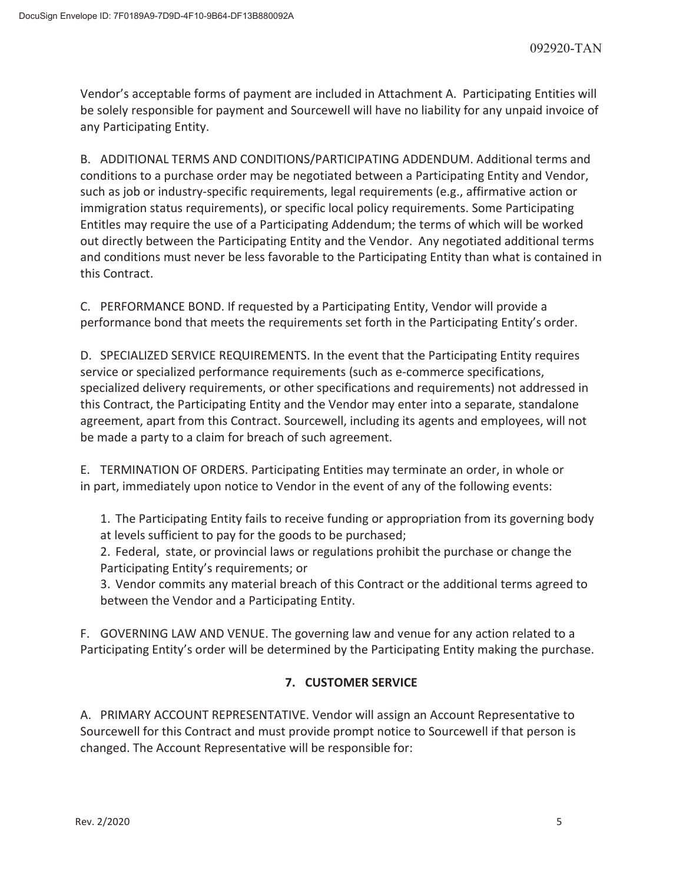Vendor's acceptable forms of payment are included in Attachment A. Participating Entities will be solely responsible for payment and Sourcewell will have no liability for any unpaid invoice of any Participating Entity.

B. ADDITIONAL TERMS AND CONDITIONS/PARTICIPATING ADDENDUM. Additional terms and conditions to a purchase order may be negotiated between a Participating Entity and Vendor, such as job or industry-specific requirements, legal requirements (e.g., affirmative action or immigration status requirements), or specific local policy requirements. Some Participating Entitles may require the use of a Participating Addendum; the terms of which will be worked out directly between the Participating Entity and the Vendor. Any negotiated additional terms and conditions must never be less favorable to the Participating Entity than what is contained in this Contract.

C. PERFORMANCE BOND. If requested by a Participating Entity, Vendor will provide a performance bond that meets the requirements set forth in the Participating Entity's order.

D. SPECIALIZED SERVICE REQUIREMENTS. In the event that the Participating Entity requires service or specialized performance requirements (such as e-commerce specifications, specialized delivery requirements, or other specifications and requirements) not addressed in this Contract, the Participating Entity and the Vendor may enter into a separate, standalone agreement, apart from this Contract. Sourcewell, including its agents and employees, will not be made a party to a claim for breach of such agreement.

E. TERMINATION OF ORDERS. Participating Entities may terminate an order, in whole or in part, immediately upon notice to Vendor in the event of any of the following events:

1. The Participating Entity fails to receive funding or appropriation from its governing body at levels sufficient to pay for the goods to be purchased;
2. Federal, state, or provincial laws or regulations prohibit the purchase or change the Participating Entity's requirements; or
3. Vendor commits any material breach of this Contract or the additional terms agreed to between the Vendor and a Participating Entity.

F. GOVERNING LAW AND VENUE. The governing law and venue for any action related to a Participating Entity's order will be determined by the Participating Entity making the purchase.

## 7. CUSTOMER SERVICE

A. PRIMARY ACCOUNT REPRESENTATIVE. Vendor will assign an Account Representative to Sourcewell for this Contract and must provide prompt notice to Sourcewell if that person is changed. The Account Representative will be responsible for: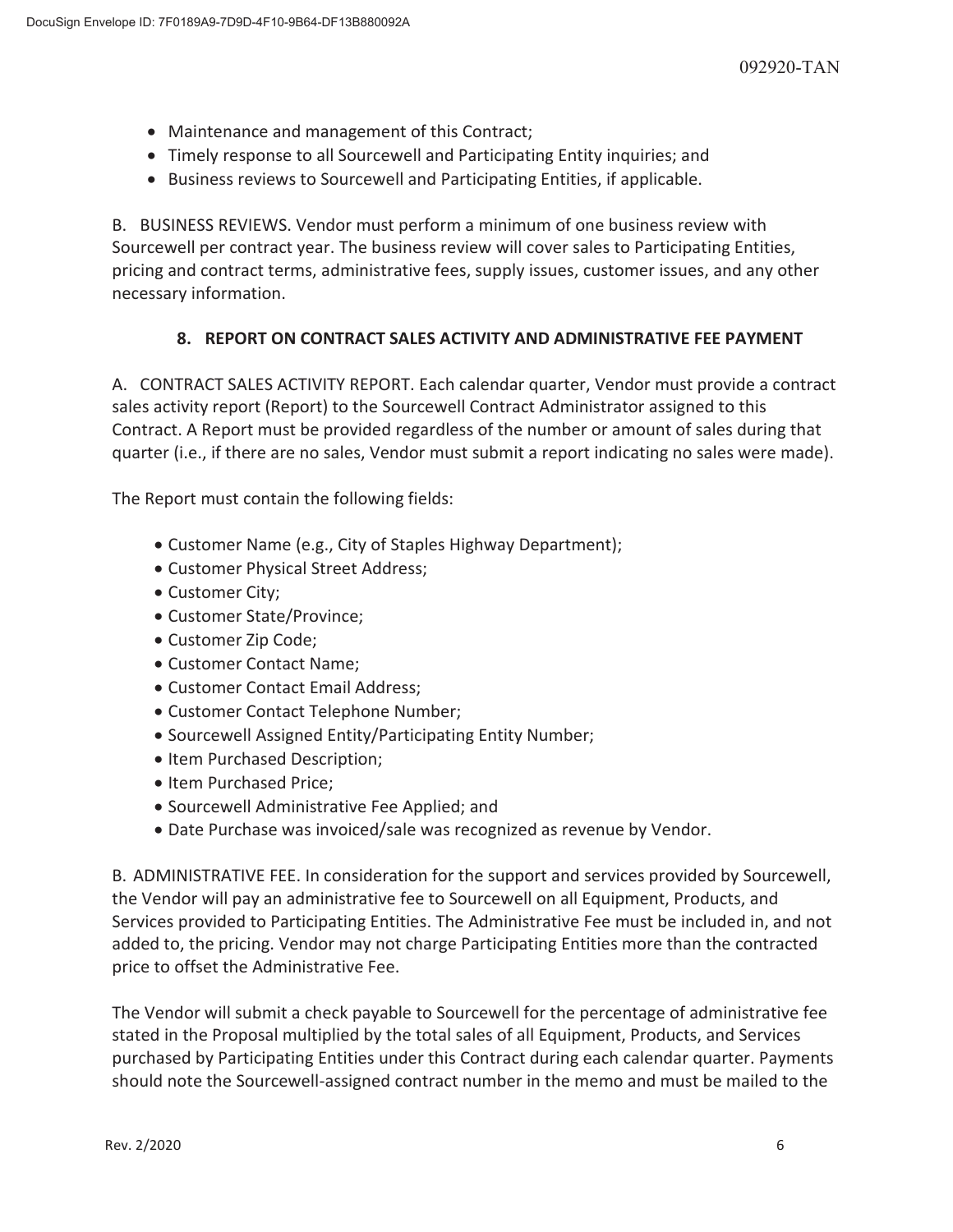- Maintenance and management of this Contract;
- Timely response to all Sourcewell and Participating Entity inquiries; and
- Business reviews to Sourcewell and Participating Entities, if applicable.

B. BUSINESS REVIEWS. Vendor must perform a minimum of one business review with Sourcewell per contract year. The business review will cover sales to Participating Entities, pricing and contract terms, administrative fees, supply issues, customer issues, and any other necessary information.

### 8. REPORT ON CONTRACT SALES ACTIVITY AND ADMINISTRATIVE FEE PAYMENT

A. CONTRACT SALES ACTIVITY REPORT. Each calendar quarter, Vendor must provide a contract sales activity report (Report) to the Sourcewell Contract Administrator assigned to this Contract. A Report must be provided regardless of the number or amount of sales during that quarter (i.e., if there are no sales, Vendor must submit a report indicating no sales were made).

The Report must contain the following fields:

- Customer Name (e.g., City of Staples Highway Department);
- Customer Physical Street Address;
- Customer City;
- Customer State/Province;
- Customer Zip Code;
- Customer Contact Name;
- Customer Contact Email Address;
- Customer Contact Telephone Number;
- Sourcewell Assigned Entity/Participating Entity Number;
- Item Purchased Description;
- Item Purchased Price;
- Sourcewell Administrative Fee Applied; and
- Date Purchase was invoiced/sale was recognized as revenue by Vendor.

B. ADMINISTRATIVE FEE. In consideration for the support and services provided by Sourcewell, the Vendor will pay an administrative fee to Sourcewell on all Equipment, Products, and Services provided to Participating Entities. The Administrative Fee must be included in, and not added to, the pricing. Vendor may not charge Participating Entities more than the contracted price to offset the Administrative Fee.

The Vendor will submit a check payable to Sourcewell for the percentage of administrative fee stated in the Proposal multiplied by the total sales of all Equipment, Products, and Services purchased by Participating Entities under this Contract during each calendar quarter. Payments should note the Sourcewell-assigned contract number in the memo and must be mailed to the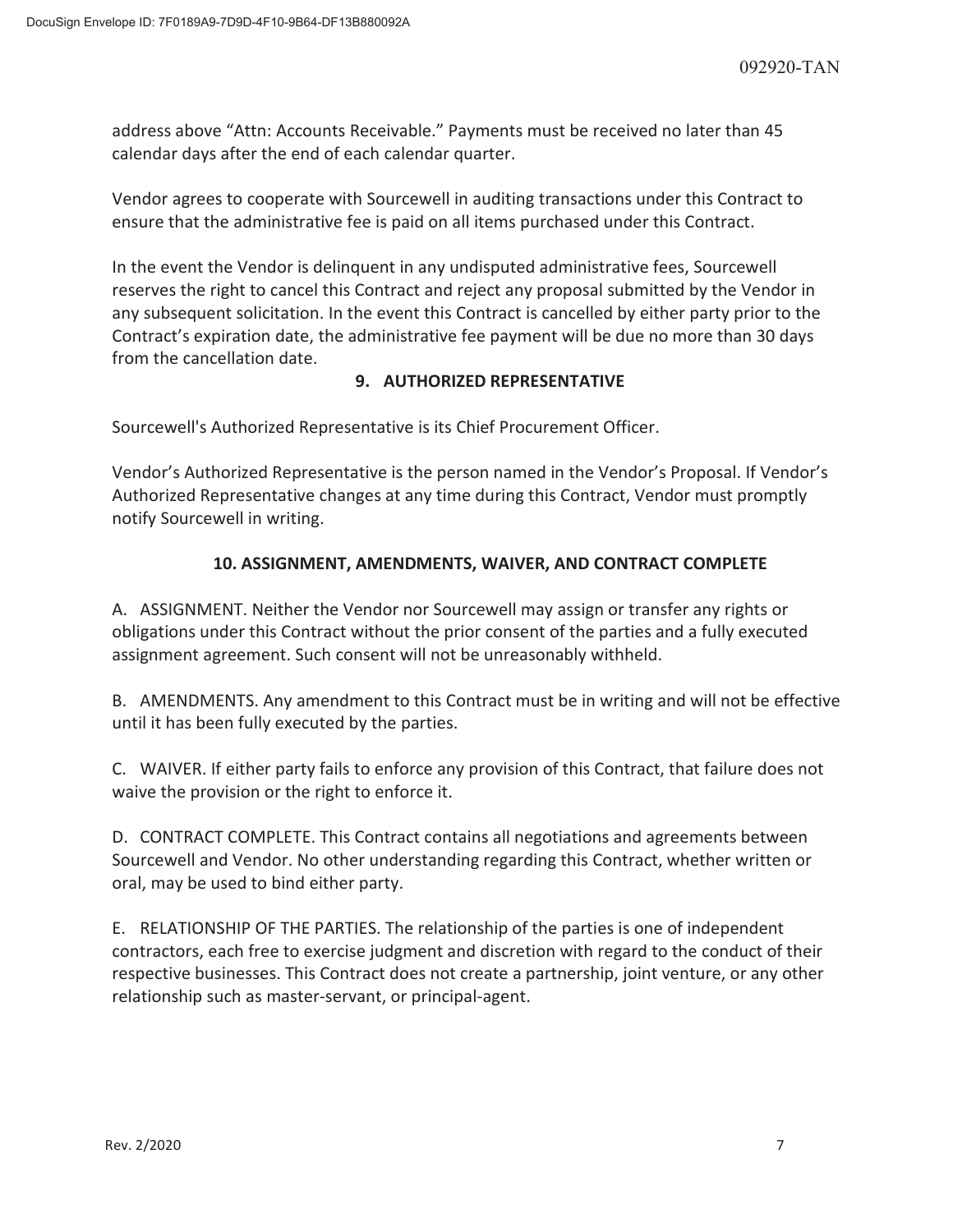address above "Attn: Accounts Receivable." Payments must be received no later than 45 calendar days after the end of each calendar quarter.

Vendor agrees to cooperate with Sourcewell in auditing transactions under this Contract to ensure that the administrative fee is paid on all items purchased under this Contract.

In the event the Vendor is delinquent in any undisputed administrative fees, Sourcewell reserves the right to cancel this Contract and reject any proposal submitted by the Vendor in any subsequent solicitation. In the event this Contract is cancelled by either party prior to the Contract's expiration date, the administrative fee payment will be due no more than 30 days from the cancellation date.

## 9. AUTHORIZED REPRESENTATIVE

Sourcewell's Authorized Representative is its Chief Procurement Officer.

Vendor's Authorized Representative is the person named in the Vendor's Proposal. If Vendor's Authorized Representative changes at any time during this Contract, Vendor must promptly notify Sourcewell in writing.

## 10. ASSIGNMENT, AMENDMENTS, WAIVER, AND CONTRACT COMPLETE

A. ASSIGNMENT. Neither the Vendor nor Sourcewell may assign or transfer any rights or obligations under this Contract without the prior consent of the parties and a fully executed assignment agreement. Such consent will not be unreasonably withheld.

B. AMENDMENTS. Any amendment to this Contract must be in writing and will not be effective until it has been fully executed by the parties.

C. WAIVER. If either party fails to enforce any provision of this Contract, that failure does not waive the provision or the right to enforce it.

D. CONTRACT COMPLETE. This Contract contains all negotiations and agreements between Sourcewell and Vendor. No other understanding regarding this Contract, whether written or oral, may be used to bind either party.

E. RELATIONSHIP OF THE PARTIES. The relationship of the parties is one of independent contractors, each free to exercise judgment and discretion with regard to the conduct of their respective businesses. This Contract does not create a partnership, joint venture, or any other relationship such as master-servant, or principal-agent.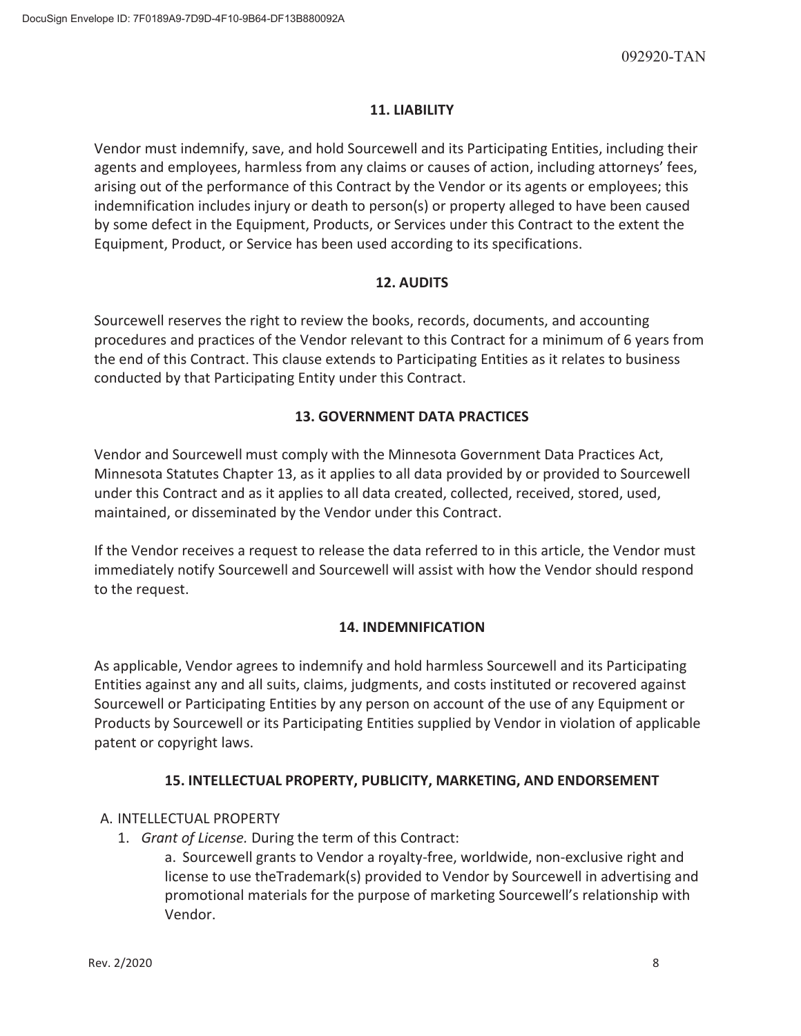## 11. LIABILITY

Vendor must indemnify, save, and hold Sourcewell and its Participating Entities, including their agents and employees, harmless from any claims or causes of action, including attorneys' fees, arising out of the performance of this Contract by the Vendor or its agents or employees; this indemnification includes injury or death to person(s) or property alleged to have been caused by some defect in the Equipment, Products, or Services under this Contract to the extent the Equipment, Product, or Service has been used according to its specifications.

## 12. AUDITS

Sourcewell reserves the right to review the books, records, documents, and accounting procedures and practices of the Vendor relevant to this Contract for a minimum of 6 years from the end of this Contract. This clause extends to Participating Entities as it relates to business conducted by that Participating Entity under this Contract.

## 13. GOVERNMENT DATA PRACTICES

Vendor and Sourcewell must comply with the Minnesota Government Data Practices Act, Minnesota Statutes Chapter 13, as it applies to all data provided by or provided to Sourcewell under this Contract and as it applies to all data created, collected, received, stored, used, maintained, or disseminated by the Vendor under this Contract.

If the Vendor receives a request to release the data referred to in this article, the Vendor must immediately notify Sourcewell and Sourcewell will assist with how the Vendor should respond to the request.

## 14. INDEMNIFICATION

As applicable, Vendor agrees to indemnify and hold harmless Sourcewell and its Participating Entities against any and all suits, claims, judgments, and costs instituted or recovered against Sourcewell or Participating Entities by any person on account of the use of any Equipment or Products by Sourcewell or its Participating Entities supplied by Vendor in violation of applicable patent or copyright laws.

## 15. INTELLECTUAL PROPERTY, PUBLICITY, MARKETING, AND ENDORSEMENT

A. INTELLECTUAL PROPERTY

1. *Grant of License.* During the term of this Contract:

   a. Sourcewell grants to Vendor a royalty-free, worldwide, non-exclusive right and license to use theTrademark(s) provided to Vendor by Sourcewell in advertising and promotional materials for the purpose of marketing Sourcewell's relationship with Vendor.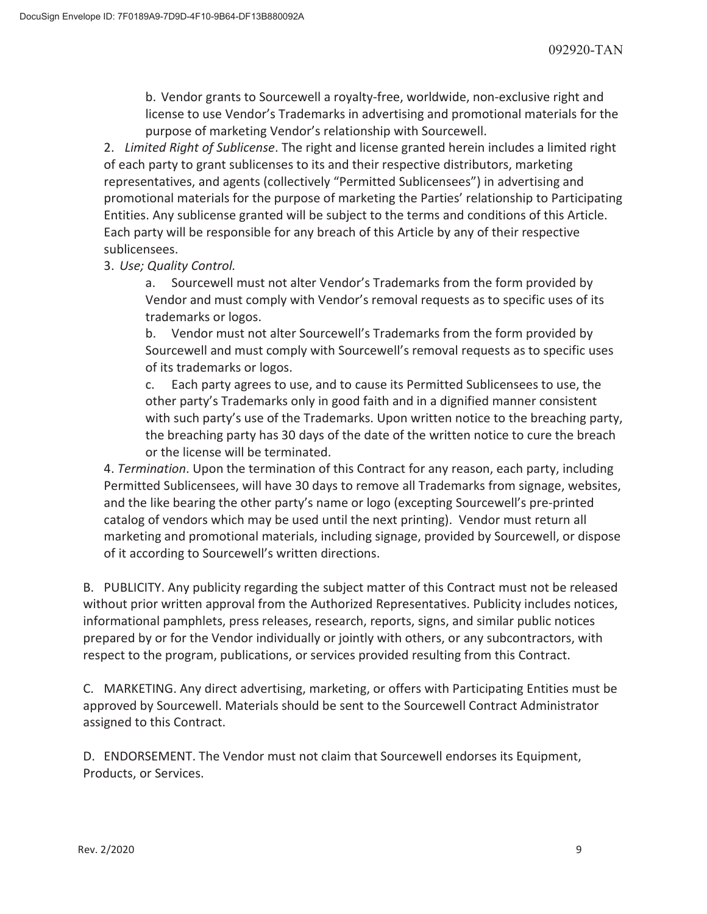b. Vendor grants to Sourcewell a royalty-free, worldwide, non-exclusive right and license to use Vendor's Trademarks in advertising and promotional materials for the purpose of marketing Vendor's relationship with Sourcewell.

2. *Limited Right of Sublicense*. The right and license granted herein includes a limited right of each party to grant sublicenses to its and their respective distributors, marketing representatives, and agents (collectively "Permitted Sublicensees") in advertising and promotional materials for the purpose of marketing the Parties' relationship to Participating Entities. Any sublicense granted will be subject to the terms and conditions of this Article. Each party will be responsible for any breach of this Article by any of their respective sublicensees.

3. *Use; Quality Control.*

a. Sourcewell must not alter Vendor's Trademarks from the form provided by Vendor and must comply with Vendor's removal requests as to specific uses of its trademarks or logos.

b. Vendor must not alter Sourcewell's Trademarks from the form provided by Sourcewell and must comply with Sourcewell's removal requests as to specific uses of its trademarks or logos.

c. Each party agrees to use, and to cause its Permitted Sublicensees to use, the other party's Trademarks only in good faith and in a dignified manner consistent with such party's use of the Trademarks. Upon written notice to the breaching party, the breaching party has 30 days of the date of the written notice to cure the breach or the license will be terminated.

4. *Termination*. Upon the termination of this Contract for any reason, each party, including Permitted Sublicensees, will have 30 days to remove all Trademarks from signage, websites, and the like bearing the other party's name or logo (excepting Sourcewell's pre-printed catalog of vendors which may be used until the next printing). Vendor must return all marketing and promotional materials, including signage, provided by Sourcewell, or dispose of it according to Sourcewell's written directions.

B. PUBLICITY. Any publicity regarding the subject matter of this Contract must not be released without prior written approval from the Authorized Representatives. Publicity includes notices, informational pamphlets, press releases, research, reports, signs, and similar public notices prepared by or for the Vendor individually or jointly with others, or any subcontractors, with respect to the program, publications, or services provided resulting from this Contract.

C. MARKETING. Any direct advertising, marketing, or offers with Participating Entities must be approved by Sourcewell. Materials should be sent to the Sourcewell Contract Administrator assigned to this Contract.

D. ENDORSEMENT. The Vendor must not claim that Sourcewell endorses its Equipment, Products, or Services.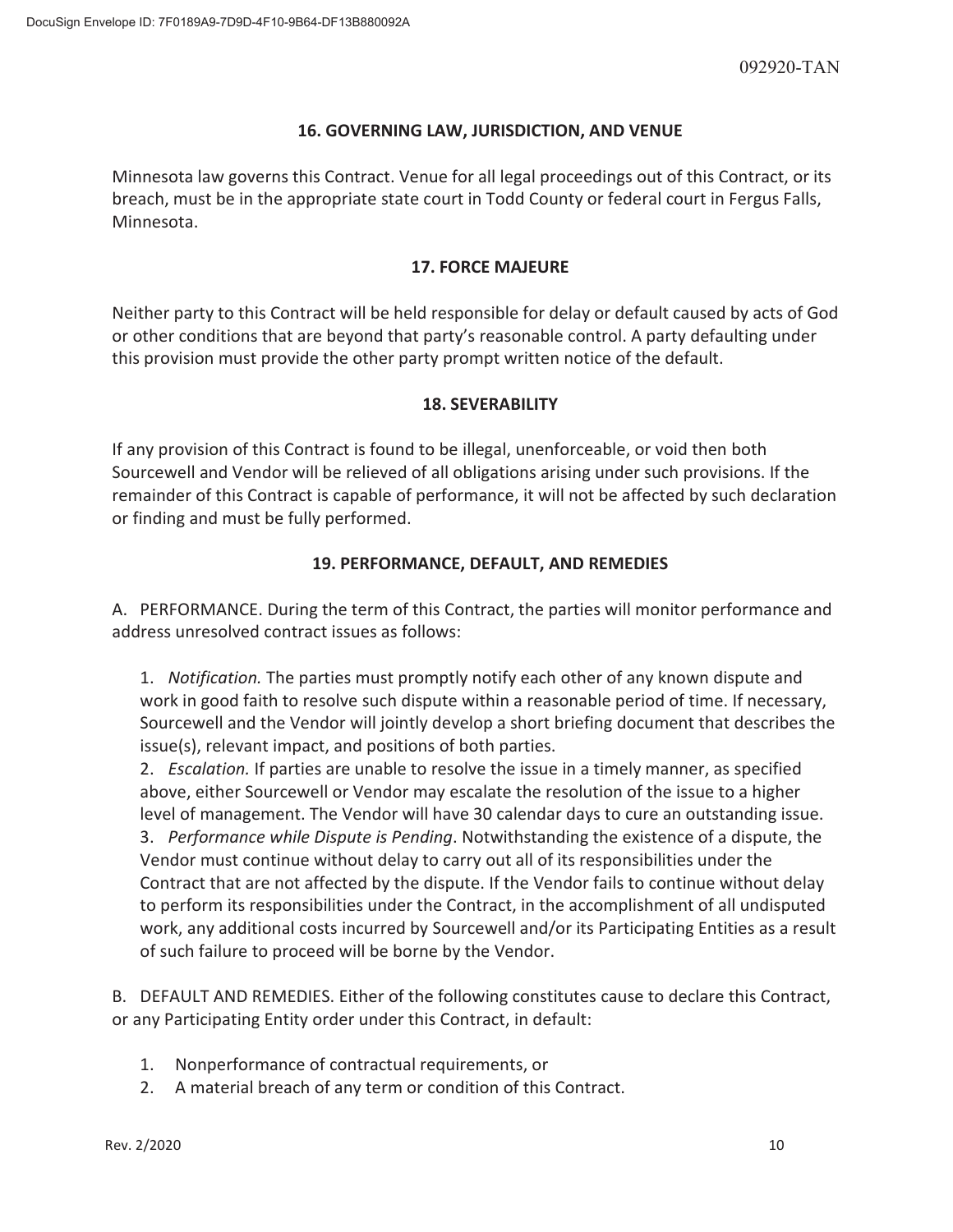## 16. GOVERNING LAW, JURISDICTION, AND VENUE

Minnesota law governs this Contract. Venue for all legal proceedings out of this Contract, or its breach, must be in the appropriate state court in Todd County or federal court in Fergus Falls, Minnesota.

## 17. FORCE MAJEURE

Neither party to this Contract will be held responsible for delay or default caused by acts of God or other conditions that are beyond that party's reasonable control. A party defaulting under this provision must provide the other party prompt written notice of the default.

## 18. SEVERABILITY

If any provision of this Contract is found to be illegal, unenforceable, or void then both Sourcewell and Vendor will be relieved of all obligations arising under such provisions. If the remainder of this Contract is capable of performance, it will not be affected by such declaration or finding and must be fully performed.

## 19. PERFORMANCE, DEFAULT, AND REMEDIES

A. PERFORMANCE. During the term of this Contract, the parties will monitor performance and address unresolved contract issues as follows:

1. *Notification.* The parties must promptly notify each other of any known dispute and work in good faith to resolve such dispute within a reasonable period of time. If necessary, Sourcewell and the Vendor will jointly develop a short briefing document that describes the issue(s), relevant impact, and positions of both parties.
2. *Escalation.* If parties are unable to resolve the issue in a timely manner, as specified above, either Sourcewell or Vendor may escalate the resolution of the issue to a higher level of management. The Vendor will have 30 calendar days to cure an outstanding issue.
3. *Performance while Dispute is Pending*. Notwithstanding the existence of a dispute, the Vendor must continue without delay to carry out all of its responsibilities under the Contract that are not affected by the dispute. If the Vendor fails to continue without delay to perform its responsibilities under the Contract, in the accomplishment of all undisputed work, any additional costs incurred by Sourcewell and/or its Participating Entities as a result of such failure to proceed will be borne by the Vendor.

B. DEFAULT AND REMEDIES. Either of the following constitutes cause to declare this Contract, or any Participating Entity order under this Contract, in default:

1. Nonperformance of contractual requirements, or
2. A material breach of any term or condition of this Contract.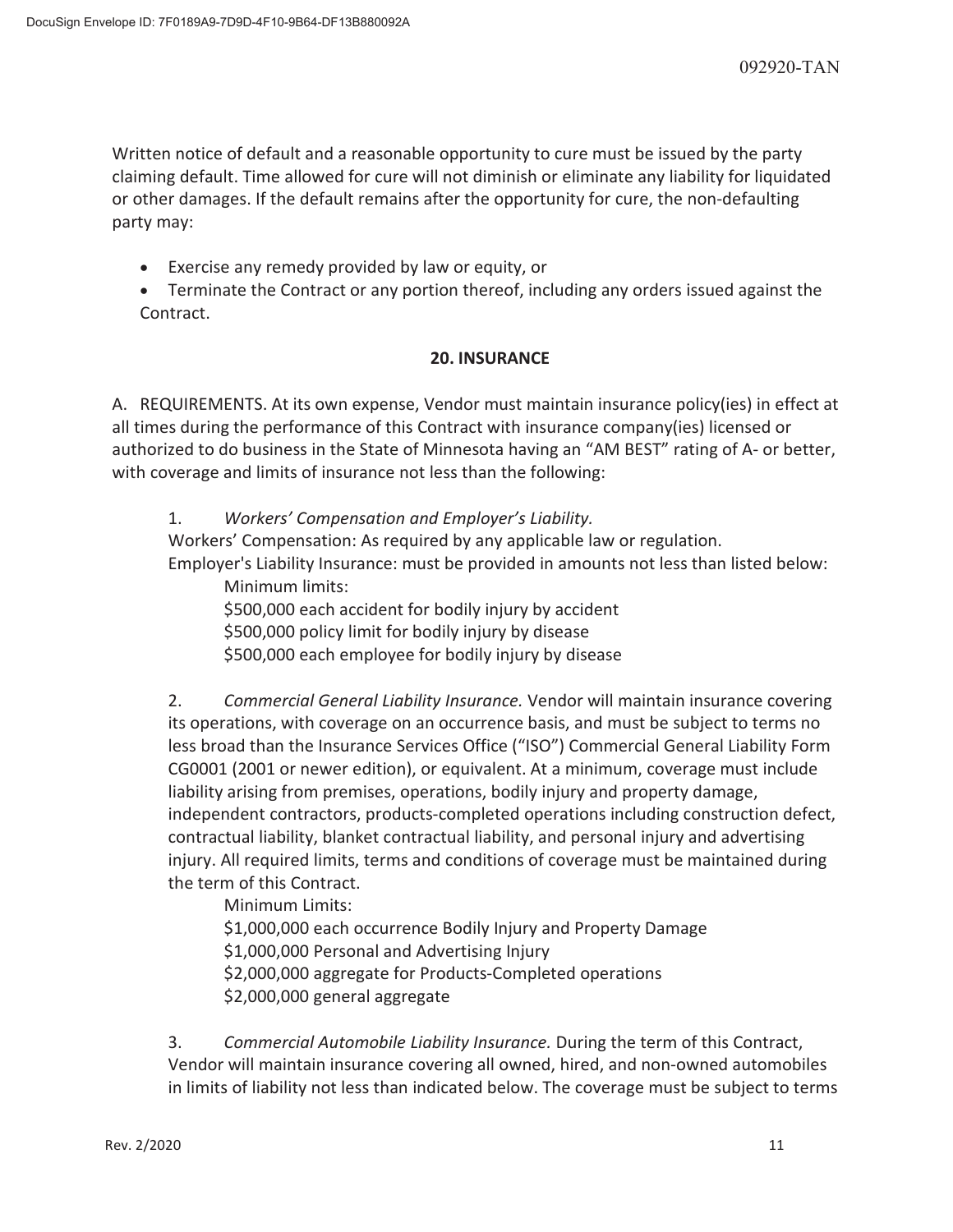Written notice of default and a reasonable opportunity to cure must be issued by the party claiming default. Time allowed for cure will not diminish or eliminate any liability for liquidated or other damages. If the default remains after the opportunity for cure, the non-defaulting party may:

- Exercise any remedy provided by law or equity, or
- Terminate the Contract or any portion thereof, including any orders issued against the Contract.

## 20. INSURANCE

A. REQUIREMENTS. At its own expense, Vendor must maintain insurance policy(ies) in effect at all times during the performance of this Contract with insurance company(ies) licensed or authorized to do business in the State of Minnesota having an "AM BEST" rating of A- or better, with coverage and limits of insurance not less than the following:

1. *Workers' Compensation and Employer's Liability.*
Workers' Compensation: As required by any applicable law or regulation.
Employer's Liability Insurance: must be provided in amounts not less than listed below:
Minimum limits:
$500,000 each accident for bodily injury by accident
$500,000 policy limit for bodily injury by disease
$500,000 each employee for bodily injury by disease

2. *Commercial General Liability Insurance.* Vendor will maintain insurance covering its operations, with coverage on an occurrence basis, and must be subject to terms no less broad than the Insurance Services Office ("ISO") Commercial General Liability Form CG0001 (2001 or newer edition), or equivalent. At a minimum, coverage must include liability arising from premises, operations, bodily injury and property damage, independent contractors, products-completed operations including construction defect, contractual liability, blanket contractual liability, and personal injury and advertising injury. All required limits, terms and conditions of coverage must be maintained during the term of this Contract.
Minimum Limits:
$1,000,000 each occurrence Bodily Injury and Property Damage
$1,000,000 Personal and Advertising Injury
$2,000,000 aggregate for Products-Completed operations
$2,000,000 general aggregate

3. *Commercial Automobile Liability Insurance.* During the term of this Contract, Vendor will maintain insurance covering all owned, hired, and non-owned automobiles in limits of liability not less than indicated below. The coverage must be subject to terms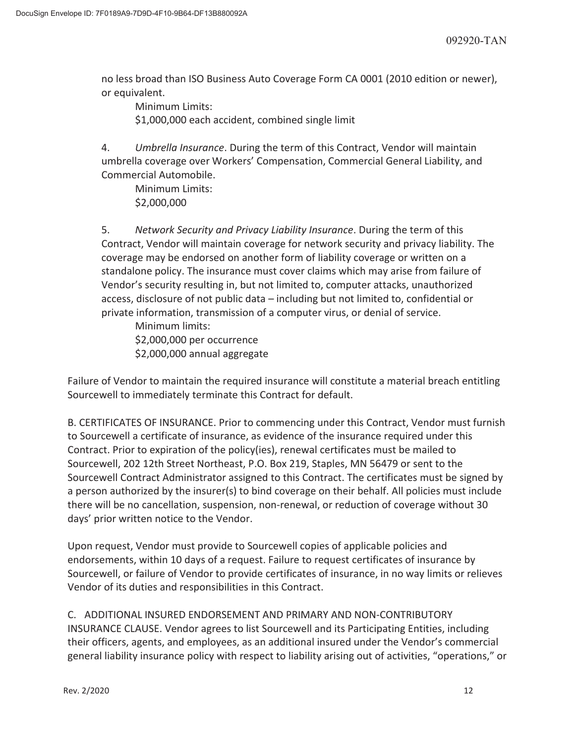no less broad than ISO Business Auto Coverage Form CA 0001 (2010 edition or newer), or equivalent.

Minimum Limits:
$1,000,000 each accident, combined single limit

4. *Umbrella Insurance*. During the term of this Contract, Vendor will maintain umbrella coverage over Workers' Compensation, Commercial General Liability, and Commercial Automobile.

Minimum Limits:
$2,000,000

5. *Network Security and Privacy Liability Insurance*. During the term of this Contract, Vendor will maintain coverage for network security and privacy liability. The coverage may be endorsed on another form of liability coverage or written on a standalone policy. The insurance must cover claims which may arise from failure of Vendor's security resulting in, but not limited to, computer attacks, unauthorized access, disclosure of not public data – including but not limited to, confidential or private information, transmission of a computer virus, or denial of service.

Minimum limits:
$2,000,000 per occurrence
$2,000,000 annual aggregate

Failure of Vendor to maintain the required insurance will constitute a material breach entitling Sourcewell to immediately terminate this Contract for default.

B. CERTIFICATES OF INSURANCE. Prior to commencing under this Contract, Vendor must furnish to Sourcewell a certificate of insurance, as evidence of the insurance required under this Contract. Prior to expiration of the policy(ies), renewal certificates must be mailed to Sourcewell, 202 12th Street Northeast, P.O. Box 219, Staples, MN 56479 or sent to the Sourcewell Contract Administrator assigned to this Contract. The certificates must be signed by a person authorized by the insurer(s) to bind coverage on their behalf. All policies must include there will be no cancellation, suspension, non-renewal, or reduction of coverage without 30 days' prior written notice to the Vendor.

Upon request, Vendor must provide to Sourcewell copies of applicable policies and endorsements, within 10 days of a request. Failure to request certificates of insurance by Sourcewell, or failure of Vendor to provide certificates of insurance, in no way limits or relieves Vendor of its duties and responsibilities in this Contract.

C. ADDITIONAL INSURED ENDORSEMENT AND PRIMARY AND NON-CONTRIBUTORY INSURANCE CLAUSE. Vendor agrees to list Sourcewell and its Participating Entities, including their officers, agents, and employees, as an additional insured under the Vendor's commercial general liability insurance policy with respect to liability arising out of activities, "operations," or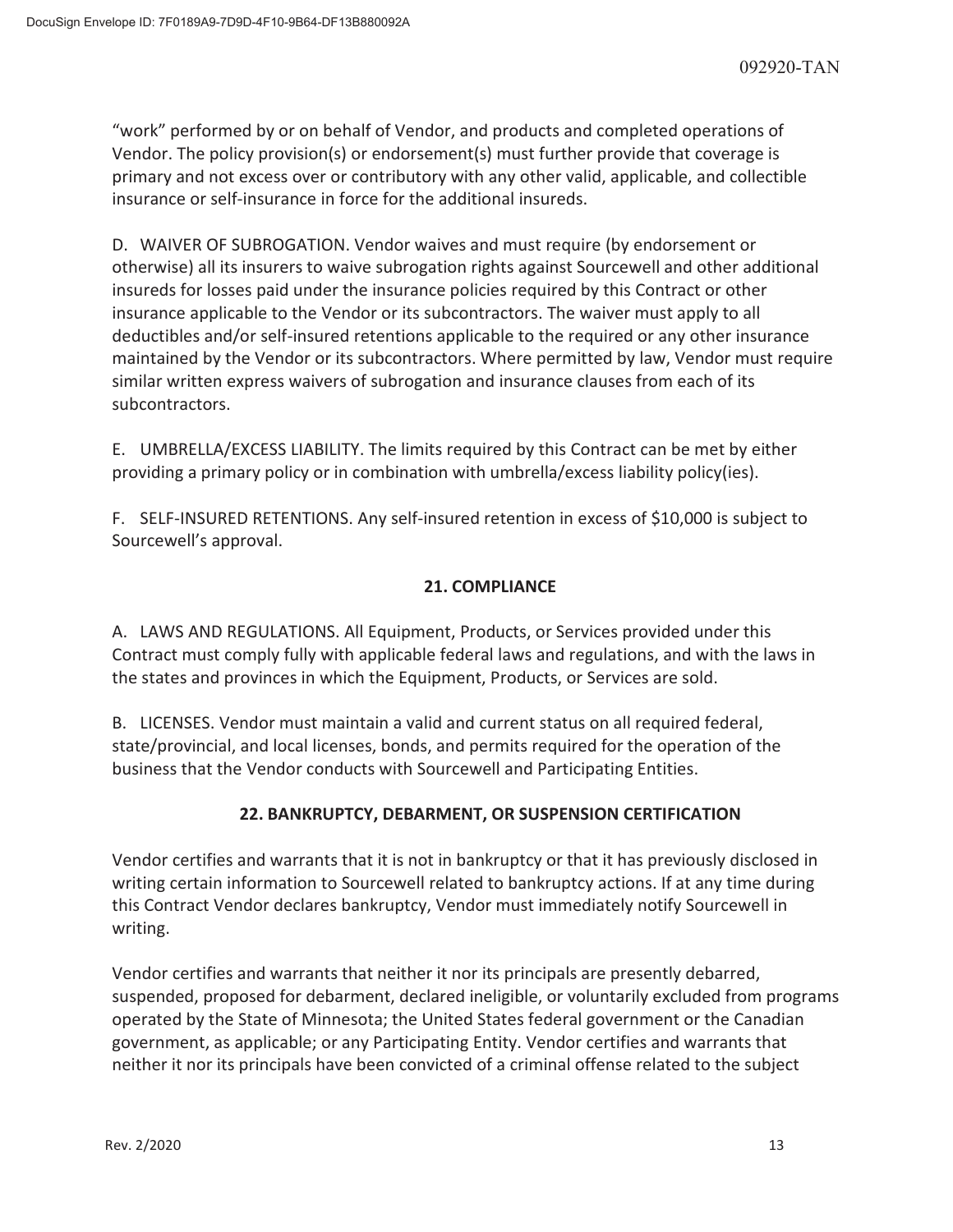"work" performed by or on behalf of Vendor, and products and completed operations of Vendor. The policy provision(s) or endorsement(s) must further provide that coverage is primary and not excess over or contributory with any other valid, applicable, and collectible insurance or self-insurance in force for the additional insureds.

D. WAIVER OF SUBROGATION. Vendor waives and must require (by endorsement or otherwise) all its insurers to waive subrogation rights against Sourcewell and other additional insureds for losses paid under the insurance policies required by this Contract or other insurance applicable to the Vendor or its subcontractors. The waiver must apply to all deductibles and/or self-insured retentions applicable to the required or any other insurance maintained by the Vendor or its subcontractors. Where permitted by law, Vendor must require similar written express waivers of subrogation and insurance clauses from each of its subcontractors.

E. UMBRELLA/EXCESS LIABILITY. The limits required by this Contract can be met by either providing a primary policy or in combination with umbrella/excess liability policy(ies).

F. SELF-INSURED RETENTIONS. Any self-insured retention in excess of $10,000 is subject to Sourcewell's approval.

## 21. COMPLIANCE

A. LAWS AND REGULATIONS. All Equipment, Products, or Services provided under this Contract must comply fully with applicable federal laws and regulations, and with the laws in the states and provinces in which the Equipment, Products, or Services are sold.

B. LICENSES. Vendor must maintain a valid and current status on all required federal, state/provincial, and local licenses, bonds, and permits required for the operation of the business that the Vendor conducts with Sourcewell and Participating Entities.

## 22. BANKRUPTCY, DEBARMENT, OR SUSPENSION CERTIFICATION

Vendor certifies and warrants that it is not in bankruptcy or that it has previously disclosed in writing certain information to Sourcewell related to bankruptcy actions. If at any time during this Contract Vendor declares bankruptcy, Vendor must immediately notify Sourcewell in writing.

Vendor certifies and warrants that neither it nor its principals are presently debarred, suspended, proposed for debarment, declared ineligible, or voluntarily excluded from programs operated by the State of Minnesota; the United States federal government or the Canadian government, as applicable; or any Participating Entity. Vendor certifies and warrants that neither it nor its principals have been convicted of a criminal offense related to the subject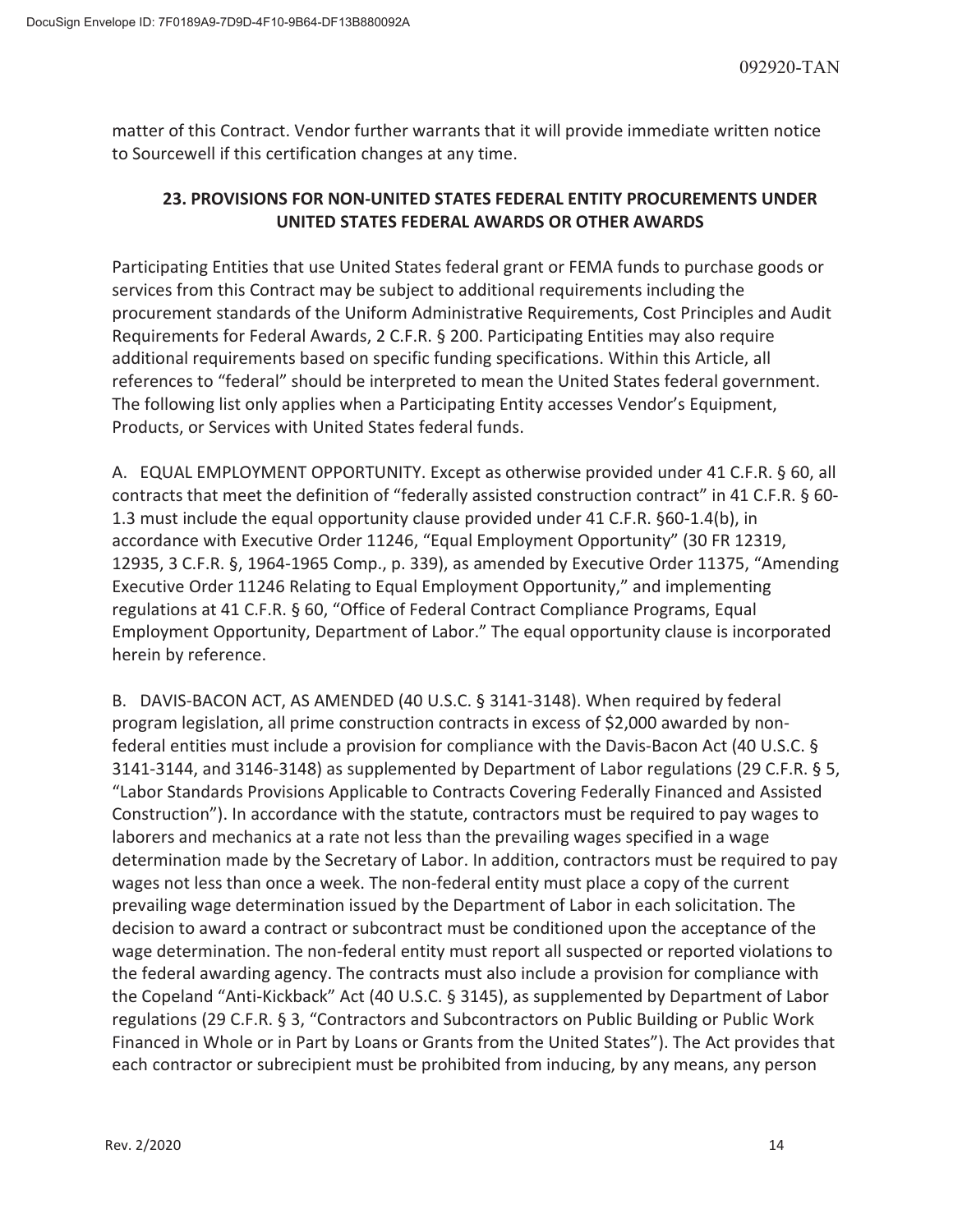matter of this Contract. Vendor further warrants that it will provide immediate written notice to Sourcewell if this certification changes at any time.

## 23. PROVISIONS FOR NON-UNITED STATES FEDERAL ENTITY PROCUREMENTS UNDER UNITED STATES FEDERAL AWARDS OR OTHER AWARDS

Participating Entities that use United States federal grant or FEMA funds to purchase goods or services from this Contract may be subject to additional requirements including the procurement standards of the Uniform Administrative Requirements, Cost Principles and Audit Requirements for Federal Awards, 2 C.F.R. § 200. Participating Entities may also require additional requirements based on specific funding specifications. Within this Article, all references to "federal" should be interpreted to mean the United States federal government. The following list only applies when a Participating Entity accesses Vendor's Equipment, Products, or Services with United States federal funds.

A. EQUAL EMPLOYMENT OPPORTUNITY. Except as otherwise provided under 41 C.F.R. § 60, all contracts that meet the definition of "federally assisted construction contract" in 41 C.F.R. § 60-1.3 must include the equal opportunity clause provided under 41 C.F.R. §60-1.4(b), in accordance with Executive Order 11246, "Equal Employment Opportunity" (30 FR 12319, 12935, 3 C.F.R. §, 1964-1965 Comp., p. 339), as amended by Executive Order 11375, "Amending Executive Order 11246 Relating to Equal Employment Opportunity," and implementing regulations at 41 C.F.R. § 60, "Office of Federal Contract Compliance Programs, Equal Employment Opportunity, Department of Labor." The equal opportunity clause is incorporated herein by reference.

B. DAVIS-BACON ACT, AS AMENDED (40 U.S.C. § 3141-3148). When required by federal program legislation, all prime construction contracts in excess of $2,000 awarded by non-federal entities must include a provision for compliance with the Davis-Bacon Act (40 U.S.C. § 3141-3144, and 3146-3148) as supplemented by Department of Labor regulations (29 C.F.R. § 5, "Labor Standards Provisions Applicable to Contracts Covering Federally Financed and Assisted Construction"). In accordance with the statute, contractors must be required to pay wages to laborers and mechanics at a rate not less than the prevailing wages specified in a wage determination made by the Secretary of Labor. In addition, contractors must be required to pay wages not less than once a week. The non-federal entity must place a copy of the current prevailing wage determination issued by the Department of Labor in each solicitation. The decision to award a contract or subcontract must be conditioned upon the acceptance of the wage determination. The non-federal entity must report all suspected or reported violations to the federal awarding agency. The contracts must also include a provision for compliance with the Copeland "Anti-Kickback" Act (40 U.S.C. § 3145), as supplemented by Department of Labor regulations (29 C.F.R. § 3, "Contractors and Subcontractors on Public Building or Public Work Financed in Whole or in Part by Loans or Grants from the United States"). The Act provides that each contractor or subrecipient must be prohibited from inducing, by any means, any person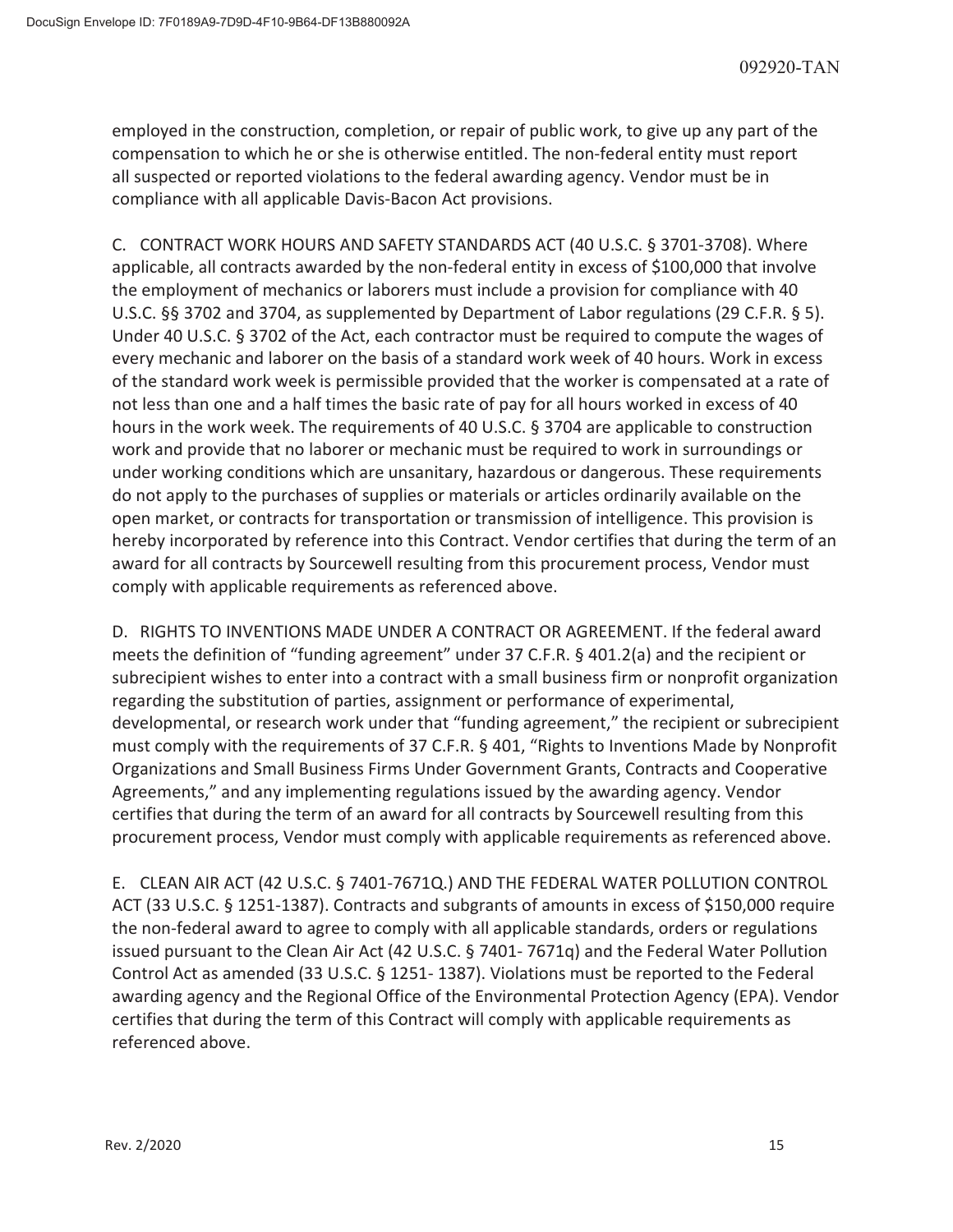employed in the construction, completion, or repair of public work, to give up any part of the compensation to which he or she is otherwise entitled. The non-federal entity must report all suspected or reported violations to the federal awarding agency. Vendor must be in compliance with all applicable Davis-Bacon Act provisions.

C. CONTRACT WORK HOURS AND SAFETY STANDARDS ACT (40 U.S.C. § 3701-3708). Where applicable, all contracts awarded by the non-federal entity in excess of $100,000 that involve the employment of mechanics or laborers must include a provision for compliance with 40 U.S.C. §§ 3702 and 3704, as supplemented by Department of Labor regulations (29 C.F.R. § 5). Under 40 U.S.C. § 3702 of the Act, each contractor must be required to compute the wages of every mechanic and laborer on the basis of a standard work week of 40 hours. Work in excess of the standard work week is permissible provided that the worker is compensated at a rate of not less than one and a half times the basic rate of pay for all hours worked in excess of 40 hours in the work week. The requirements of 40 U.S.C. § 3704 are applicable to construction work and provide that no laborer or mechanic must be required to work in surroundings or under working conditions which are unsanitary, hazardous or dangerous. These requirements do not apply to the purchases of supplies or materials or articles ordinarily available on the open market, or contracts for transportation or transmission of intelligence. This provision is hereby incorporated by reference into this Contract. Vendor certifies that during the term of an award for all contracts by Sourcewell resulting from this procurement process, Vendor must comply with applicable requirements as referenced above.

D. RIGHTS TO INVENTIONS MADE UNDER A CONTRACT OR AGREEMENT. If the federal award meets the definition of "funding agreement" under 37 C.F.R. § 401.2(a) and the recipient or subrecipient wishes to enter into a contract with a small business firm or nonprofit organization regarding the substitution of parties, assignment or performance of experimental, developmental, or research work under that "funding agreement," the recipient or subrecipient must comply with the requirements of 37 C.F.R. § 401, "Rights to Inventions Made by Nonprofit Organizations and Small Business Firms Under Government Grants, Contracts and Cooperative Agreements," and any implementing regulations issued by the awarding agency. Vendor certifies that during the term of an award for all contracts by Sourcewell resulting from this procurement process, Vendor must comply with applicable requirements as referenced above.

E. CLEAN AIR ACT (42 U.S.C. § 7401-7671Q.) AND THE FEDERAL WATER POLLUTION CONTROL ACT (33 U.S.C. § 1251-1387). Contracts and subgrants of amounts in excess of $150,000 require the non-federal award to agree to comply with all applicable standards, orders or regulations issued pursuant to the Clean Air Act (42 U.S.C. § 7401- 7671q) and the Federal Water Pollution Control Act as amended (33 U.S.C. § 1251- 1387). Violations must be reported to the Federal awarding agency and the Regional Office of the Environmental Protection Agency (EPA). Vendor certifies that during the term of this Contract will comply with applicable requirements as referenced above.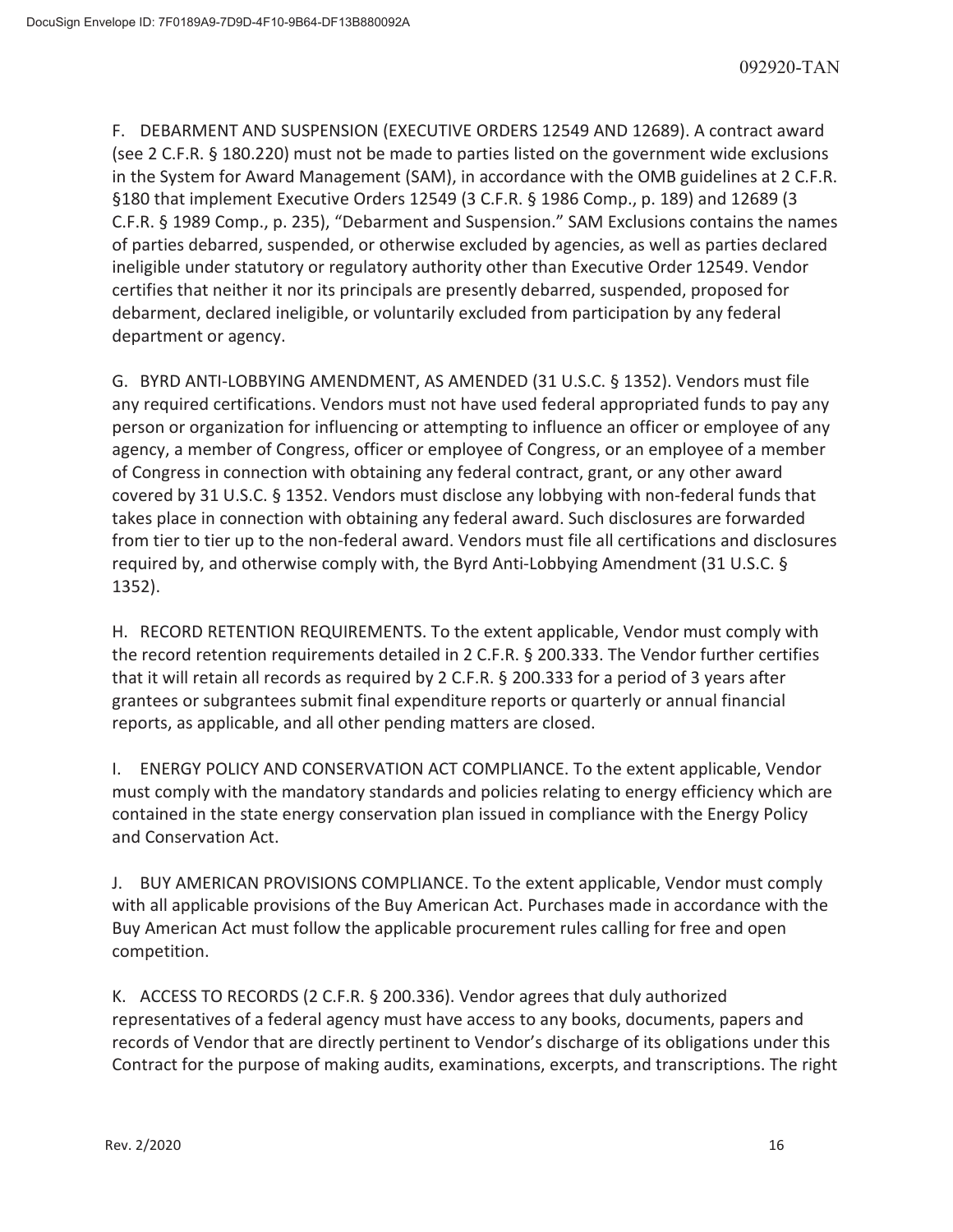F. DEBARMENT AND SUSPENSION (EXECUTIVE ORDERS 12549 AND 12689). A contract award (see 2 C.F.R. § 180.220) must not be made to parties listed on the government wide exclusions in the System for Award Management (SAM), in accordance with the OMB guidelines at 2 C.F.R. §180 that implement Executive Orders 12549 (3 C.F.R. § 1986 Comp., p. 189) and 12689 (3 C.F.R. § 1989 Comp., p. 235), "Debarment and Suspension." SAM Exclusions contains the names of parties debarred, suspended, or otherwise excluded by agencies, as well as parties declared ineligible under statutory or regulatory authority other than Executive Order 12549. Vendor certifies that neither it nor its principals are presently debarred, suspended, proposed for debarment, declared ineligible, or voluntarily excluded from participation by any federal department or agency.

G. BYRD ANTI-LOBBYING AMENDMENT, AS AMENDED (31 U.S.C. § 1352). Vendors must file any required certifications. Vendors must not have used federal appropriated funds to pay any person or organization for influencing or attempting to influence an officer or employee of any agency, a member of Congress, officer or employee of Congress, or an employee of a member of Congress in connection with obtaining any federal contract, grant, or any other award covered by 31 U.S.C. § 1352. Vendors must disclose any lobbying with non-federal funds that takes place in connection with obtaining any federal award. Such disclosures are forwarded from tier to tier up to the non-federal award. Vendors must file all certifications and disclosures required by, and otherwise comply with, the Byrd Anti-Lobbying Amendment (31 U.S.C. § 1352).

H. RECORD RETENTION REQUIREMENTS. To the extent applicable, Vendor must comply with the record retention requirements detailed in 2 C.F.R. § 200.333. The Vendor further certifies that it will retain all records as required by 2 C.F.R. § 200.333 for a period of 3 years after grantees or subgrantees submit final expenditure reports or quarterly or annual financial reports, as applicable, and all other pending matters are closed.

I. ENERGY POLICY AND CONSERVATION ACT COMPLIANCE. To the extent applicable, Vendor must comply with the mandatory standards and policies relating to energy efficiency which are contained in the state energy conservation plan issued in compliance with the Energy Policy and Conservation Act.

J. BUY AMERICAN PROVISIONS COMPLIANCE. To the extent applicable, Vendor must comply with all applicable provisions of the Buy American Act. Purchases made in accordance with the Buy American Act must follow the applicable procurement rules calling for free and open competition.

K. ACCESS TO RECORDS (2 C.F.R. § 200.336). Vendor agrees that duly authorized representatives of a federal agency must have access to any books, documents, papers and records of Vendor that are directly pertinent to Vendor's discharge of its obligations under this Contract for the purpose of making audits, examinations, excerpts, and transcriptions. The right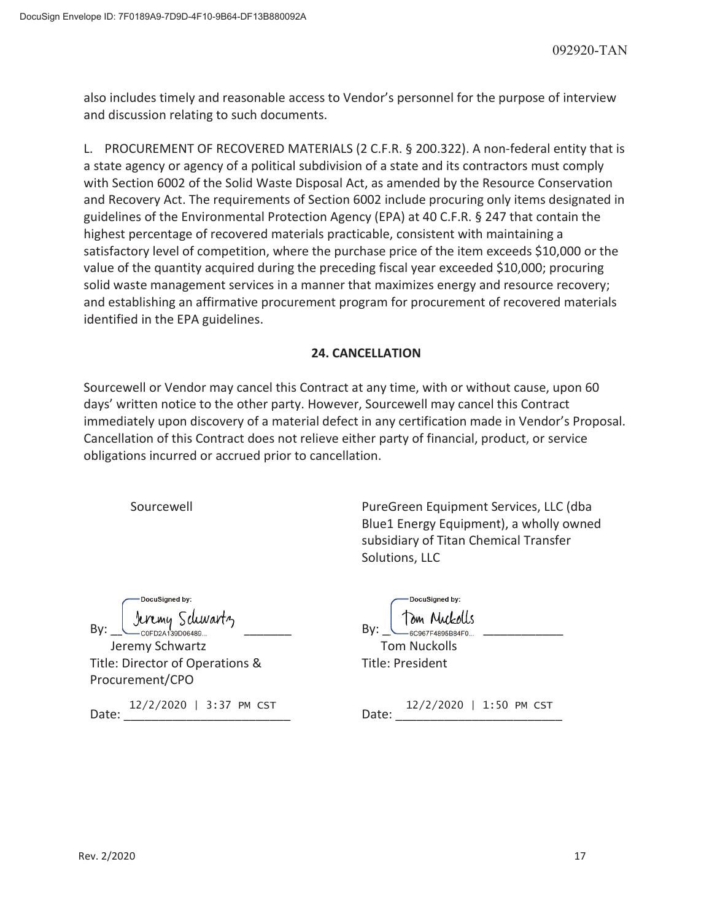also includes timely and reasonable access to Vendor's personnel for the purpose of interview and discussion relating to such documents.

L. PROCUREMENT OF RECOVERED MATERIALS (2 C.F.R. § 200.322). A non-federal entity that is a state agency or agency of a political subdivision of a state and its contractors must comply with Section 6002 of the Solid Waste Disposal Act, as amended by the Resource Conservation and Recovery Act. The requirements of Section 6002 include procuring only items designated in guidelines of the Environmental Protection Agency (EPA) at 40 C.F.R. § 247 that contain the highest percentage of recovered materials practicable, consistent with maintaining a satisfactory level of competition, where the purchase price of the item exceeds $10,000 or the value of the quantity acquired during the preceding fiscal year exceeded $10,000; procuring solid waste management services in a manner that maximizes energy and resource recovery; and establishing an affirmative procurement program for procurement of recovered materials identified in the EPA guidelines.

## 24. CANCELLATION

Sourcewell or Vendor may cancel this Contract at any time, with or without cause, upon 60 days' written notice to the other party. However, Sourcewell may cancel this Contract immediately upon discovery of a material defect in any certification made in Vendor's Proposal. Cancellation of this Contract does not relieve either party of financial, product, or service obligations incurred or accrued prior to cancellation.

Sourcewell

By: Jeremy Schwartz (DocuSigned by: C0FD2A139D06489...)
Jeremy Schwartz
Title: Director of Operations & Procurement/CPO
Date: 12/2/2020 | 3:37 PM CST

PureGreen Equipment Services, LLC (dba Blue1 Energy Equipment), a wholly owned subsidiary of Titan Chemical Transfer Solutions, LLC

By: Tom Nuckolls (DocuSigned by: 6C967F4895B84F0...)
Tom Nuckolls
Title: President
Date: 12/2/2020 | 1:50 PM CST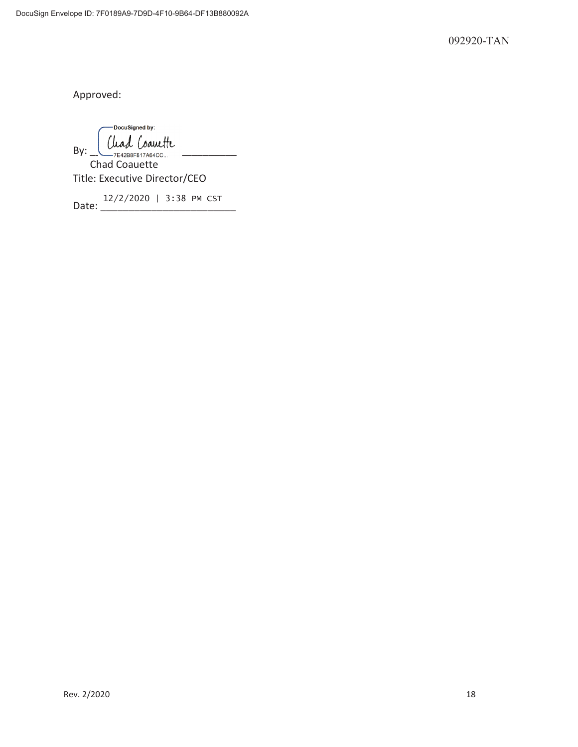Approved:

By: DocuSigned by: Chad Coauette 7E42B8F817A64CC...

Chad Coauette

Title: Executive Director/CEO

Date: 12/2/2020 | 3:38 PM CST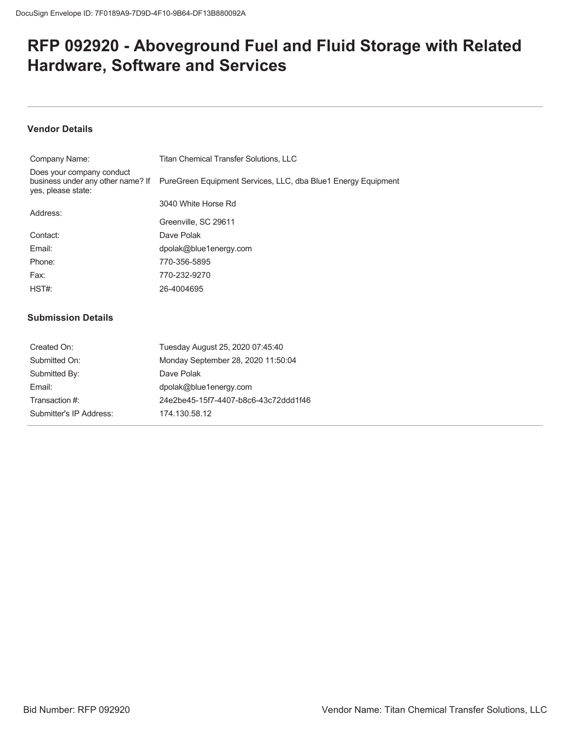# RFP 092920 - Aboveground Fuel and Fluid Storage with Related Hardware, Software and Services

## Vendor Details

| | |
|---|---|
| Company Name: | Titan Chemical Transfer Solutions, LLC |
| Does your company conduct business under any other name? If yes, please state: | PureGreen Equipment Services, LLC, dba Blue1 Energy Equipment |
| Address: | 3040 White Horse Rd<br>Greenville, SC 29611 |
| Contact: | Dave Polak |
| Email: | dpolak@blue1energy.com |
| Phone: | 770-356-5895 |
| Fax: | 770-232-9270 |
| HST#: | 26-4004695 |

## Submission Details

| | |
|---|---|
| Created On: | Tuesday August 25, 2020 07:45:40 |
| Submitted On: | Monday September 28, 2020 11:50:04 |
| Submitted By: | Dave Polak |
| Email: | dpolak@blue1energy.com |
| Transaction #: | 24e2be45-15f7-4407-b8c6-43c72ddd1f46 |
| Submitter's IP Address: | 174.130.58.12 |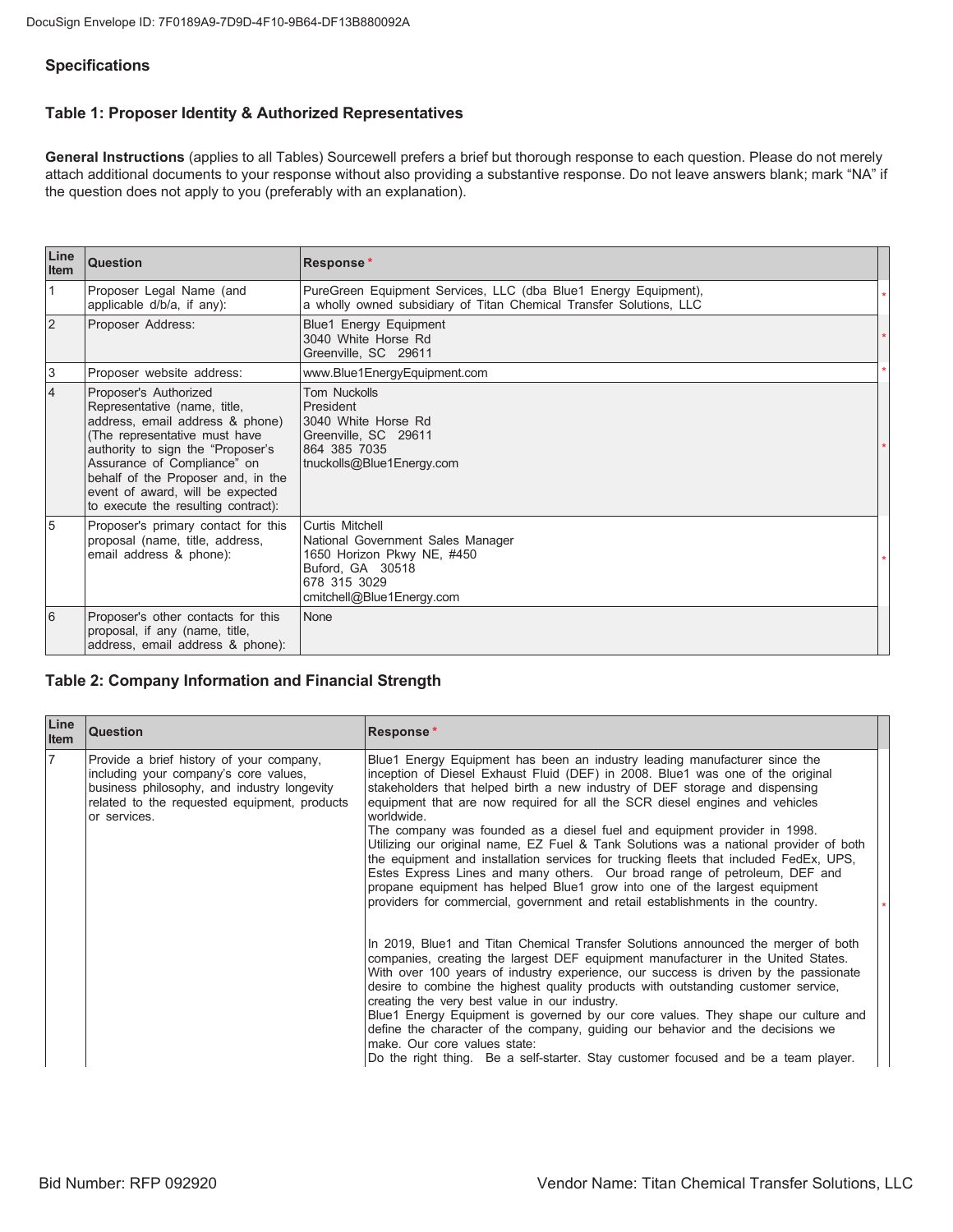## Specifications

### Table 1: Proposer Identity & Authorized Representatives

**General Instructions** (applies to all Tables) Sourcewell prefers a brief but thorough response to each question. Please do not merely attach additional documents to your response without also providing a substantive response. Do not leave answers blank; mark "NA" if the question does not apply to you (preferably with an explanation).

| Line Item | Question | Response * |
|---|---|---|
| 1 | Proposer Legal Name (and applicable d/b/a, if any): | PureGreen Equipment Services, LLC (dba Blue1 Energy Equipment), a wholly owned subsidiary of Titan Chemical Transfer Solutions, LLC |
| 2 | Proposer Address: | Blue1 Energy Equipment<br>3040 White Horse Rd<br>Greenville, SC 29611 |
| 3 | Proposer website address: | www.Blue1EnergyEquipment.com |
| 4 | Proposer's Authorized Representative (name, title, address, email address & phone) (The representative must have authority to sign the "Proposer's Assurance of Compliance" on behalf of the Proposer and, in the event of award, will be expected to execute the resulting contract): | Tom Nuckolls<br>President<br>3040 White Horse Rd<br>Greenville, SC 29611<br>864 385 7035<br>tnuckolls@Blue1Energy.com |
| 5 | Proposer's primary contact for this proposal (name, title, address, email address & phone): | Curtis Mitchell<br>National Government Sales Manager<br>1650 Horizon Pkwy NE, #450<br>Buford, GA 30518<br>678 315 3029<br>cmitchell@Blue1Energy.com |
| 6 | Proposer's other contacts for this proposal, if any (name, title, address, email address & phone): | None |

### Table 2: Company Information and Financial Strength

| Line Item | Question | Response * |
|---|---|---|
| 7 | Provide a brief history of your company, including your company's core values, business philosophy, and industry longevity related to the requested equipment, products or services. | Blue1 Energy Equipment has been an industry leading manufacturer since the inception of Diesel Exhaust Fluid (DEF) in 2008. Blue1 was one of the original stakeholders that helped birth a new industry of DEF storage and dispensing equipment that are now required for all the SCR diesel engines and vehicles worldwide.<br>The company was founded as a diesel fuel and equipment provider in 1998. Utilizing our original name, EZ Fuel & Tank Solutions was a national provider of both the equipment and installation services for trucking fleets that included FedEx, UPS, Estes Express Lines and many others. Our broad range of petroleum, DEF and propane equipment has helped Blue1 grow into one of the largest equipment providers for commercial, government and retail establishments in the country.<br><br>In 2019, Blue1 and Titan Chemical Transfer Solutions announced the merger of both companies, creating the largest DEF equipment manufacturer in the United States. With over 100 years of industry experience, our success is driven by the passionate desire to combine the highest quality products with outstanding customer service, creating the very best value in our industry.<br>Blue1 Energy Equipment is governed by our core values. They shape our culture and define the character of the company, guiding our behavior and the decisions we make. Our core values state:<br>Do the right thing. Be a self-starter. Stay customer focused and be a team player. |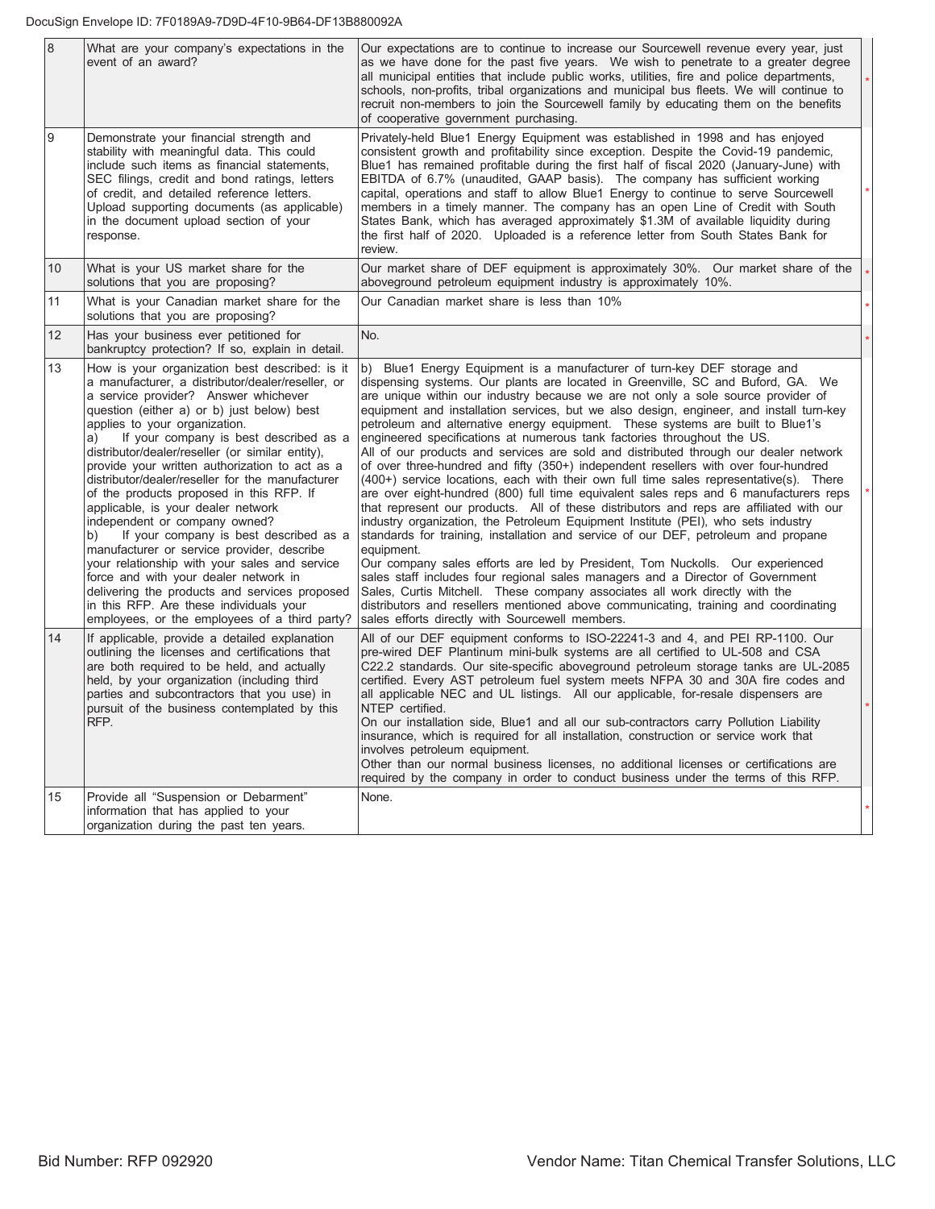| 8 | What are your company's expectations in the event of an award? | Our expectations are to continue to increase our Sourcewell revenue every year, just as we have done for the past five years. We wish to penetrate to a greater degree all municipal entities that include public works, utilities, fire and police departments, schools, non-profits, tribal organizations and municipal bus fleets. We will continue to recruit non-members to join the Sourcewell family by educating them on the benefits of cooperative government purchasing. | * |
|---|---|---|---|
| 9 | Demonstrate your financial strength and stability with meaningful data. This could include such items as financial statements, SEC filings, credit and bond ratings, letters of credit, and detailed reference letters. Upload supporting documents (as applicable) in the document upload section of your response. | Privately-held Blue1 Energy Equipment was established in 1998 and has enjoyed consistent growth and profitability since exception. Despite the Covid-19 pandemic, Blue1 has remained profitable during the first half of fiscal 2020 (January-June) with EBITDA of 6.7% (unaudited, GAAP basis). The company has sufficient working capital, operations and staff to allow Blue1 Energy to continue to serve Sourcewell members in a timely manner. The company has an open Line of Credit with South States Bank, which has averaged approximately \$1.3M of available liquidity during the first half of 2020. Uploaded is a reference letter from South States Bank for review. | * |
| 10 | What is your US market share for the solutions that you are proposing? | Our market share of DEF equipment is approximately 30%. Our market share of the aboveground petroleum equipment industry is approximately 10%. | * |
| 11 | What is your Canadian market share for the solutions that you are proposing? | Our Canadian market share is less than 10% | * |
| 12 | Has your business ever petitioned for bankruptcy protection? If so, explain in detail. | No. | * |
| 13 | How is your organization best described: is it a manufacturer, a distributor/dealer/reseller, or a service provider? Answer whichever question (either a) or b) just below) best applies to your organization.<br>a) If your company is best described as a distributor/dealer/reseller (or similar entity), provide your written authorization to act as a distributor/dealer/reseller for the manufacturer of the products proposed in this RFP. If applicable, is your dealer network independent or company owned?<br>b) If your company is best described as a manufacturer or service provider, describe your relationship with your sales and service force and with your dealer network in delivering the products and services proposed in this RFP. Are these individuals your employees, or the employees of a third party? | b) Blue1 Energy Equipment is a manufacturer of turn-key DEF storage and dispensing systems. Our plants are located in Greenville, SC and Buford, GA. We are unique within our industry because we are not only a sole source provider of equipment and installation services, but we also design, engineer, and install turn-key petroleum and alternative energy equipment. These systems are built to Blue1's engineered specifications at numerous tank factories throughout the US.<br>All of our products and services are sold and distributed through our dealer network of over three-hundred and fifty (350+) independent resellers with over four-hundred (400+) service locations, each with their own full time sales representative(s). There are over eight-hundred (800) full time equivalent sales reps and 6 manufacturers reps that represent our products. All of these distributors and reps are affiliated with our industry organization, the Petroleum Equipment Institute (PEI), who sets industry standards for training, installation and service of our DEF, petroleum and propane equipment.<br>Our company sales efforts are led by President, Tom Nuckolls. Our experienced sales staff includes four regional sales managers and a Director of Government Sales, Curtis Mitchell. These company associates all work directly with the distributors and resellers mentioned above communicating, training and coordinating sales efforts directly with Sourcewell members. | * |
| 14 | If applicable, provide a detailed explanation outlining the licenses and certifications that are both required to be held, and actually held, by your organization (including third parties and subcontractors that you use) in pursuit of the business contemplated by this RFP. | All of our DEF equipment conforms to ISO-22241-3 and 4, and PEI RP-1100. Our pre-wired DEF Plantinum mini-bulk systems are all certified to UL-508 and CSA C22.2 standards. Our site-specific aboveground petroleum storage tanks are UL-2085 certified. Every AST petroleum fuel system meets NFPA 30 and 30A fire codes and all applicable NEC and UL listings. All our applicable, for-resale dispensers are NTEP certified.<br>On our installation side, Blue1 and all our sub-contractors carry Pollution Liability insurance, which is required for all installation, construction or service work that involves petroleum equipment.<br>Other than our normal business licenses, no additional licenses or certifications are required by the company in order to conduct business under the terms of this RFP. | * |
| 15 | Provide all "Suspension or Debarment" information that has applied to your organization during the past ten years. | None. | * |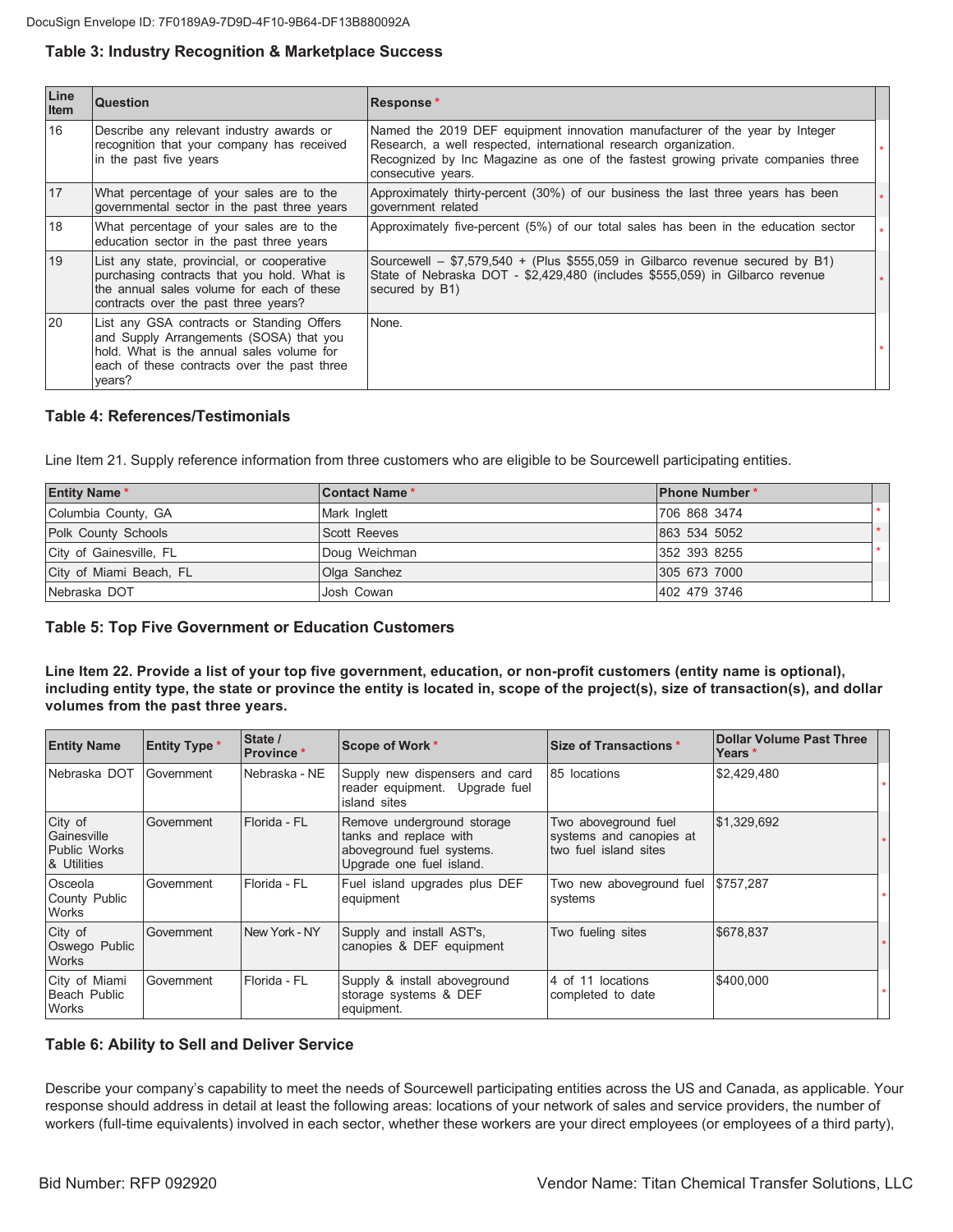## Table 3: Industry Recognition & Marketplace Success

| Line Item | Question | Response * | |
|---|---|---|---|
| 16 | Describe any relevant industry awards or recognition that your company has received in the past five years | Named the 2019 DEF equipment innovation manufacturer of the year by Integer Research, a well respected, international research organization.<br>Recognized by Inc Magazine as one of the fastest growing private companies three consecutive years. | * |
| 17 | What percentage of your sales are to the governmental sector in the past three years | Approximately thirty-percent (30%) of our business the last three years has been government related | * |
| 18 | What percentage of your sales are to the education sector in the past three years | Approximately five-percent (5%) of our total sales has been in the education sector | * |
| 19 | List any state, provincial, or cooperative purchasing contracts that you hold. What is the annual sales volume for each of these contracts over the past three years? | Sourcewell – $7,579,540 + (Plus $555,059 in Gilbarco revenue secured by B1)<br>State of Nebraska DOT - $2,429,480 (includes $555,059) in Gilbarco revenue secured by B1) | * |
| 20 | List any GSA contracts or Standing Offers and Supply Arrangements (SOSA) that you hold. What is the annual sales volume for each of these contracts over the past three years? | None. | * |

## Table 4: References/Testimonials

Line Item 21. Supply reference information from three customers who are eligible to be Sourcewell participating entities.

| Entity Name * | Contact Name * | Phone Number * | |
|---|---|---|---|
| Columbia County, GA | Mark Inglett | 706 868 3474 | * |
| Polk County Schools | Scott Reeves | 863 534 5052 | * |
| City of Gainesville, FL | Doug Weichman | 352 393 8255 | * |
| City of Miami Beach, FL | Olga Sanchez | 305 673 7000 | |
| Nebraska DOT | Josh Cowan | 402 479 3746 | |

## Table 5: Top Five Government or Education Customers

**Line Item 22. Provide a list of your top five government, education, or non-profit customers (entity name is optional), including entity type, the state or province the entity is located in, scope of the project(s), size of transaction(s), and dollar volumes from the past three years.**

| Entity Name | Entity Type * | State / Province * | Scope of Work * | Size of Transactions * | Dollar Volume Past Three Years * | |
|---|---|---|---|---|---|---|
| Nebraska DOT | Government | Nebraska - NE | Supply new dispensers and card reader equipment. Upgrade fuel island sites | 85 locations | $2,429,480 | * |
| City of Gainesville Public Works & Utilities | Government | Florida - FL | Remove underground storage tanks and replace with aboveground fuel systems. Upgrade one fuel island. | Two aboveground fuel systems and canopies at two fuel island sites | $1,329,692 | * |
| Osceola County Public Works | Government | Florida - FL | Fuel island upgrades plus DEF equipment | Two new aboveground fuel systems | $757,287 | * |
| City of Oswego Public Works | Government | New York - NY | Supply and install AST's, canopies & DEF equipment | Two fueling sites | $678,837 | * |
| City of Miami Beach Public Works | Government | Florida - FL | Supply & install aboveground storage systems & DEF equipment. | 4 of 11 locations completed to date | $400,000 | * |

## Table 6: Ability to Sell and Deliver Service

Describe your company's capability to meet the needs of Sourcewell participating entities across the US and Canada, as applicable. Your response should address in detail at least the following areas: locations of your network of sales and service providers, the number of workers (full-time equivalents) involved in each sector, whether these workers are your direct employees (or employees of a third party),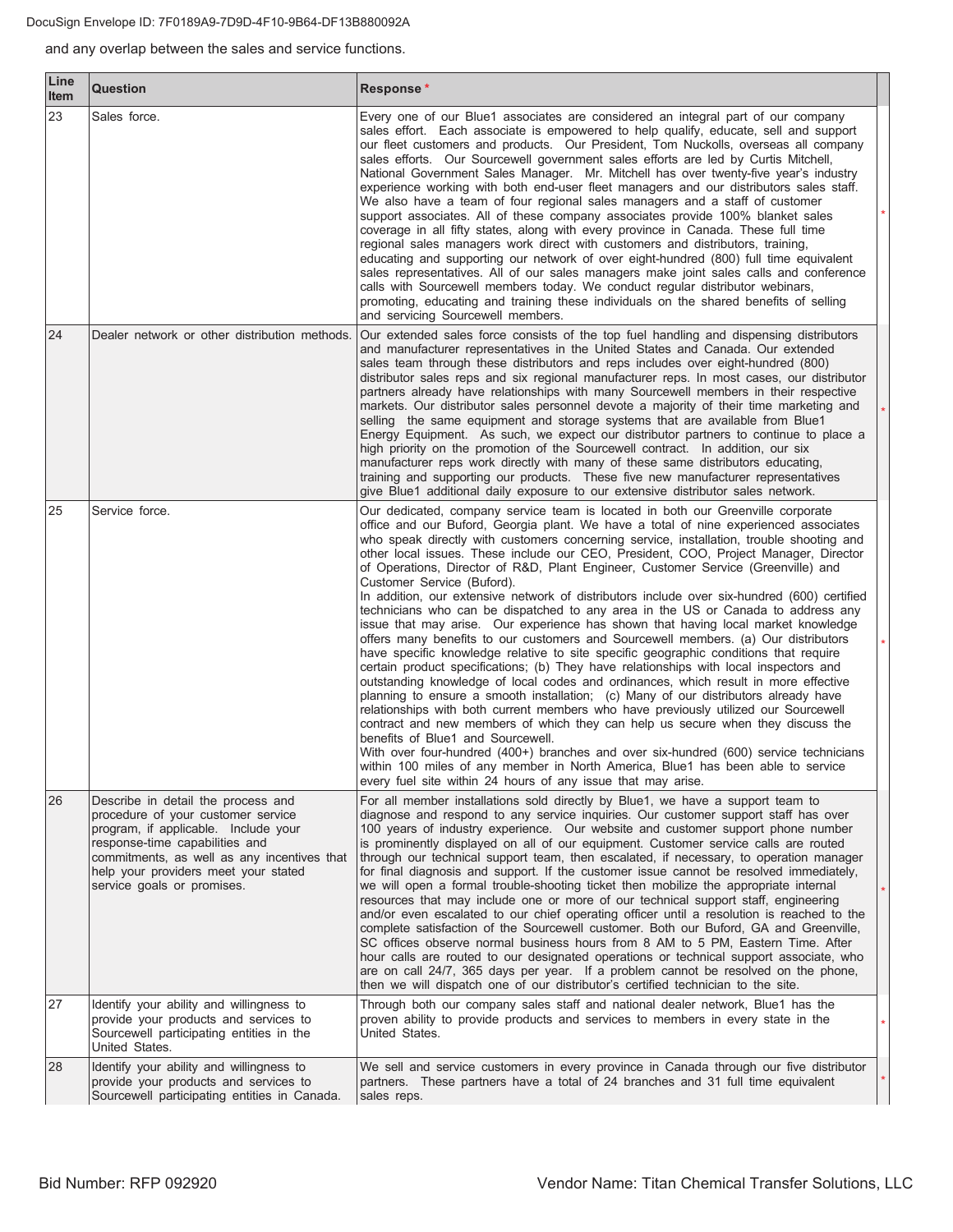and any overlap between the sales and service functions.

| Line Item | Question | Response * |
|---|---|---|
| 23 | Sales force. | Every one of our Blue1 associates are considered an integral part of our company sales effort. Each associate is empowered to help qualify, educate, sell and support our fleet customers and products. Our President, Tom Nuckolls, overseas all company sales efforts. Our Sourcewell government sales efforts are led by Curtis Mitchell, National Government Sales Manager. Mr. Mitchell has over twenty-five year's industry experience working with both end-user fleet managers and our distributors sales staff. We also have a team of four regional sales managers and a staff of customer support associates. All of these company associates provide 100% blanket sales coverage in all fifty states, along with every province in Canada. These full time regional sales managers work direct with customers and distributors, training, educating and supporting our network of over eight-hundred (800) full time equivalent sales representatives. All of our sales managers make joint sales calls and conference calls with Sourcewell members today. We conduct regular distributor webinars, promoting, educating and training these individuals on the shared benefits of selling and servicing Sourcewell members. |
| 24 | Dealer network or other distribution methods. | Our extended sales force consists of the top fuel handling and dispensing distributors and manufacturer representatives in the United States and Canada. Our extended sales team through these distributors and reps includes over eight-hundred (800) distributor sales reps and six regional manufacturer reps. In most cases, our distributor partners already have relationships with many Sourcewell members in their respective markets. Our distributor sales personnel devote a majority of their time marketing and selling the same equipment and storage systems that are available from Blue1 Energy Equipment. As such, we expect our distributor partners to continue to place a high priority on the promotion of the Sourcewell contract. In addition, our six manufacturer reps work directly with many of these same distributors educating, training and supporting our products. These five new manufacturer representatives give Blue1 additional daily exposure to our extensive distributor sales network. |
| 25 | Service force. | Our dedicated, company service team is located in both our Greenville corporate office and our Buford, Georgia plant. We have a total of nine experienced associates who speak directly with customers concerning service, installation, trouble shooting and other local issues. These include our CEO, President, COO, Project Manager, Director of Operations, Director of R&D, Plant Engineer, Customer Service (Greenville) and Customer Service (Buford).<br>In addition, our extensive network of distributors include over six-hundred (600) certified technicians who can be dispatched to any area in the US or Canada to address any issue that may arise. Our experience has shown that having local market knowledge offers many benefits to our customers and Sourcewell members. (a) Our distributors have specific knowledge relative to site specific geographic conditions that require certain product specifications; (b) They have relationships with local inspectors and outstanding knowledge of local codes and ordinances, which result in more effective planning to ensure a smooth installation; (c) Many of our distributors already have relationships with both current members who have previously utilized our Sourcewell contract and new members of which they can help us secure when they discuss the benefits of Blue1 and Sourcewell.<br>With over four-hundred (400+) branches and over six-hundred (600) service technicians within 100 miles of any member in North America, Blue1 has been able to service every fuel site within 24 hours of any issue that may arise. |
| 26 | Describe in detail the process and procedure of your customer service program, if applicable. Include your response-time capabilities and commitments, as well as any incentives that help your providers meet your stated service goals or promises. | For all member installations sold directly by Blue1, we have a support team to diagnose and respond to any service inquiries. Our customer support staff has over 100 years of industry experience. Our website and customer support phone number is prominently displayed on all of our equipment. Customer service calls are routed through our technical support team, then escalated, if necessary, to operation manager for final diagnosis and support. If the customer issue cannot be resolved immediately, we will open a formal trouble-shooting ticket then mobilize the appropriate internal resources that may include one or more of our technical support staff, engineering and/or even escalated to our chief operating officer until a resolution is reached to the complete satisfaction of the Sourcewell customer. Both our Buford, GA and Greenville, SC offices observe normal business hours from 8 AM to 5 PM, Eastern Time. After hour calls are routed to our designated operations or technical support associate, who are on call 24/7, 365 days per year. If a problem cannot be resolved on the phone, then we will dispatch one of our distributor's certified technician to the site. |
| 27 | Identify your ability and willingness to provide your products and services to Sourcewell participating entities in the United States. | Through both our company sales staff and national dealer network, Blue1 has the proven ability to provide products and services to members in every state in the United States. |
| 28 | Identify your ability and willingness to provide your products and services to Sourcewell participating entities in Canada. | We sell and service customers in every province in Canada through our five distributor partners. These partners have a total of 24 branches and 31 full time equivalent sales reps. |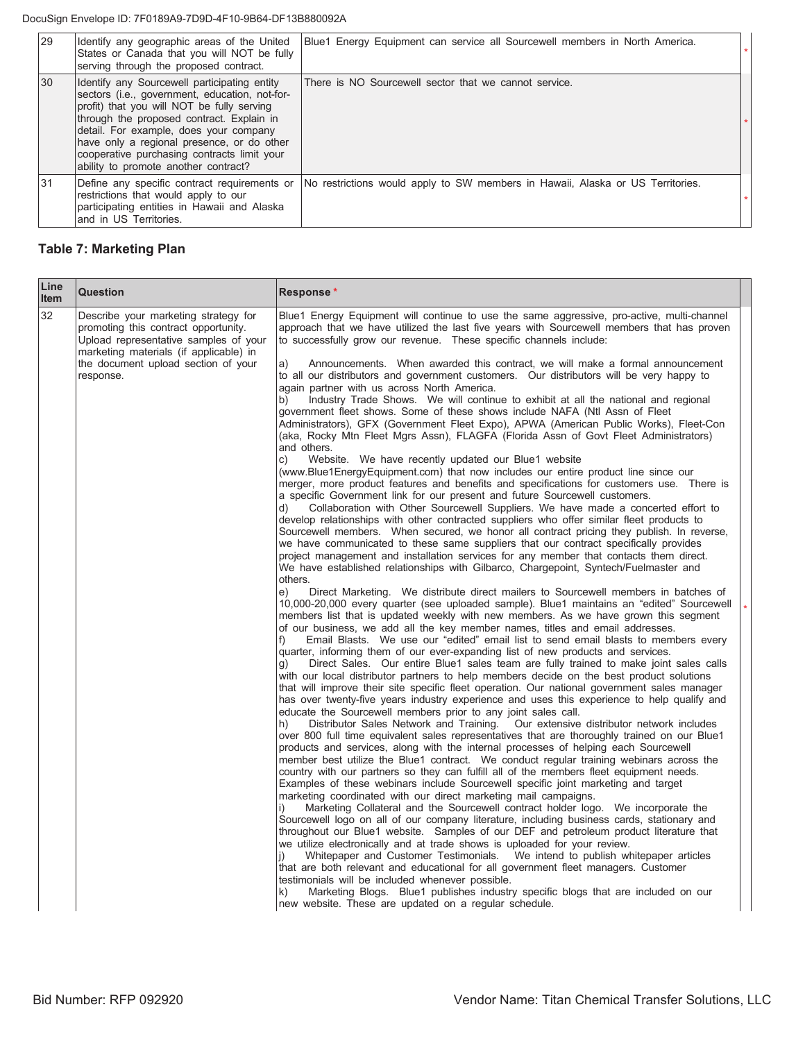| 29 | Identify any geographic areas of the United States or Canada that you will NOT be fully serving through the proposed contract. | Blue1 Energy Equipment can service all Sourcewell members in North America. |
|---|---|---|
| 30 | Identify any Sourcewell participating entity sectors (i.e., government, education, not-for-profit) that you will NOT be fully serving through the proposed contract. Explain in detail. For example, does your company have only a regional presence, or do other cooperative purchasing contracts limit your ability to promote another contract? | There is NO Sourcewell sector that we cannot service. |
| 31 | Define any specific contract requirements or restrictions that would apply to our participating entities in Hawaii and Alaska and in US Territories. | No restrictions would apply to SW members in Hawaii, Alaska or US Territories. |

## Table 7: Marketing Plan

| Line Item | Question | Response * |
|---|---|---|
| 32 | Describe your marketing strategy for promoting this contract opportunity. Upload representative samples of your marketing materials (if applicable) in the document upload section of your response. | Blue1 Energy Equipment will continue to use the same aggressive, pro-active, multi-channel approach that we have utilized the last five years with Sourcewell members that has proven to successfully grow our revenue. These specific channels include:<br><br>a) Announcements. When awarded this contract, we will make a formal announcement to all our distributors and government customers. Our distributors will be very happy to again partner with us across North America.<br>b) Industry Trade Shows. We will continue to exhibit at all the national and regional government fleet shows. Some of these shows include NAFA (Ntl Assn of Fleet Administrators), GFX (Government Fleet Expo), APWA (American Public Works), Fleet-Con (aka, Rocky Mtn Fleet Mgrs Assn), FLAGFA (Florida Assn of Govt Fleet Administrators) and others.<br>c) Website. We have recently updated our Blue1 website (www.Blue1EnergyEquipment.com) that now includes our entire product line since our merger, more product features and benefits and specifications for customers use. There is a specific Government link for our present and future Sourcewell customers.<br>d) Collaboration with Other Sourcewell Suppliers. We have made a concerted effort to develop relationships with other contracted suppliers who offer similar fleet products to Sourcewell members. When secured, we honor all contract pricing they publish. In reverse, we have communicated to these same suppliers that our contract specifically provides project management and installation services for any member that contacts them direct. We have established relationships with Gilbarco, Chargepoint, Syntech/Fuelmaster and others.<br>e) Direct Marketing. We distribute direct mailers to Sourcewell members in batches of 10,000-20,000 every quarter (see uploaded sample). Blue1 maintains an "edited" Sourcewell members list that is updated weekly with new members. As we have grown this segment of our business, we add all the key member names, titles and email addresses.<br>f) Email Blasts. We use our "edited" email list to send email blasts to members every quarter, informing them of our ever-expanding list of new products and services.<br>g) Direct Sales. Our entire Blue1 sales team are fully trained to make joint sales calls with our local distributor partners to help members decide on the best product solutions that will improve their site specific fleet operation. Our national government sales manager has over twenty-five years industry experience and uses this experience to help qualify and educate the Sourcewell members prior to any joint sales call.<br>h) Distributor Sales Network and Training. Our extensive distributor network includes over 800 full time equivalent sales representatives that are thoroughly trained on our Blue1 products and services, along with the internal processes of helping each Sourcewell member best utilize the Blue1 contract. We conduct regular training webinars across the country with our partners so they can fulfill all of the members fleet equipment needs. Examples of these webinars include Sourcewell specific joint marketing and target marketing coordinated with our direct marketing mail campaigns.<br>i) Marketing Collateral and the Sourcewell contract holder logo. We incorporate the Sourcewell logo on all of our company literature, including business cards, stationary and throughout our Blue1 website. Samples of our DEF and petroleum product literature that we utilize electronically and at trade shows is uploaded for your review.<br>j) Whitepaper and Customer Testimonials. We intend to publish whitepaper articles that are both relevant and educational for all government fleet managers. Customer testimonials will be included whenever possible.<br>k) Marketing Blogs. Blue1 publishes industry specific blogs that are included on our new website. These are updated on a regular schedule. |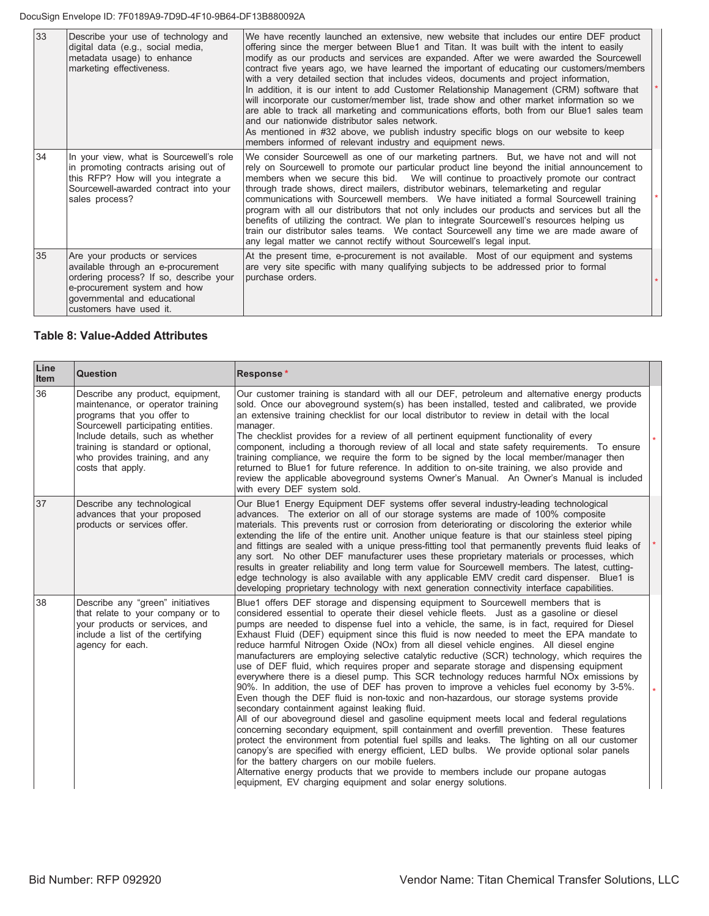| | | | |
|---|---|---|---|
| 33 | Describe your use of technology and digital data (e.g., social media, metadata usage) to enhance marketing effectiveness. | We have recently launched an extensive, new website that includes our entire DEF product offering since the merger between Blue1 and Titan. It was built with the intent to easily modify as our products and services are expanded. After we were awarded the Sourcewell contract five years ago, we have learned the important of educating our customers/members with a very detailed section that includes videos, documents and project information, In addition, it is our intent to add Customer Relationship Management (CRM) software that will incorporate our customer/member list, trade show and other market information so we are able to track all marketing and communications efforts, both from our Blue1 sales team and our nationwide distributor sales network. As mentioned in #32 above, we publish industry specific blogs on our website to keep members informed of relevant industry and equipment news. | * |
| 34 | In your view, what is Sourcewell's role in promoting contracts arising out of this RFP? How will you integrate a Sourcewell-awarded contract into your sales process? | We consider Sourcewell as one of our marketing partners. But, we have not and will not rely on Sourcewell to promote our particular product line beyond the initial announcement to members when we secure this bid. We will continue to proactively promote our contract through trade shows, direct mailers, distributor webinars, telemarketing and regular communications with Sourcewell members. We have initiated a formal Sourcewell training program with all our distributors that not only includes our products and services but all the benefits of utilizing the contract. We plan to integrate Sourcewell's resources helping us train our distributor sales teams. We contact Sourcewell any time we are made aware of any legal matter we cannot rectify without Sourcewell's legal input. | * |
| 35 | Are your products or services available through an e-procurement ordering process? If so, describe your e-procurement system and how governmental and educational customers have used it. | At the present time, e-procurement is not available. Most of our equipment and systems are very site specific with many qualifying subjects to be addressed prior to formal purchase orders. | * |

### Table 8: Value-Added Attributes

| Line Item | Question | Response * | |
|---|---|---|---|
| 36 | Describe any product, equipment, maintenance, or operator training programs that you offer to Sourcewell participating entities. Include details, such as whether training is standard or optional, who provides training, and any costs that apply. | Our customer training is standard with all our DEF, petroleum and alternative energy products sold. Once our aboveground system(s) has been installed, tested and calibrated, we provide an extensive training checklist for our local distributor to review in detail with the local manager. The checklist provides for a review of all pertinent equipment functionality of every component, including a thorough review of all local and state safety requirements. To ensure training compliance, we require the form to be signed by the local member/manager then returned to Blue1 for future reference. In addition to on-site training, we also provide and review the applicable aboveground systems Owner's Manual. An Owner's Manual is included with every DEF system sold. | * |
| 37 | Describe any technological advances that your proposed products or services offer. | Our Blue1 Energy Equipment DEF systems offer several industry-leading technological advances. The exterior on all of our storage systems are made of 100% composite materials. This prevents rust or corrosion from deteriorating or discoloring the exterior while extending the life of the entire unit. Another unique feature is that our stainless steel piping and fittings are sealed with a unique press-fitting tool that permanently prevents fluid leaks of any sort. No other DEF manufacturer uses these proprietary materials or processes, which results in greater reliability and long term value for Sourcewell members. The latest, cutting-edge technology is also available with any applicable EMV credit card dispenser. Blue1 is developing proprietary technology with next generation connectivity interface capabilities. | * |
| 38 | Describe any "green" initiatives that relate to your company or to your products or services, and include a list of the certifying agency for each. | Blue1 offers DEF storage and dispensing equipment to Sourcewell members that is considered essential to operate their diesel vehicle fleets. Just as a gasoline or diesel pumps are needed to dispense fuel into a vehicle, the same, is in fact, required for Diesel Exhaust Fluid (DEF) equipment since this fluid is now needed to meet the EPA mandate to reduce harmful Nitrogen Oxide (NOx) from all diesel vehicle engines. All diesel engine manufacturers are employing selective catalytic reductive (SCR) technology, which requires the use of DEF fluid, which requires proper and separate storage and dispensing equipment everywhere there is a diesel pump. This SCR technology reduces harmful NOx emissions by 90%. In addition, the use of DEF has proven to improve a vehicles fuel economy by 3-5%. Even though the DEF fluid is non-toxic and non-hazardous, our storage systems provide secondary containment against leaking fluid. All of our aboveground diesel and gasoline equipment meets local and federal regulations concerning secondary equipment, spill containment and overfill prevention. These features protect the environment from potential fuel spills and leaks. The lighting on all our customer canopy's are specified with energy efficient, LED bulbs. We provide optional solar panels for the battery chargers on our mobile fuelers. Alternative energy products that we provide to members include our propane autogas equipment, EV charging equipment and solar energy solutions. | * |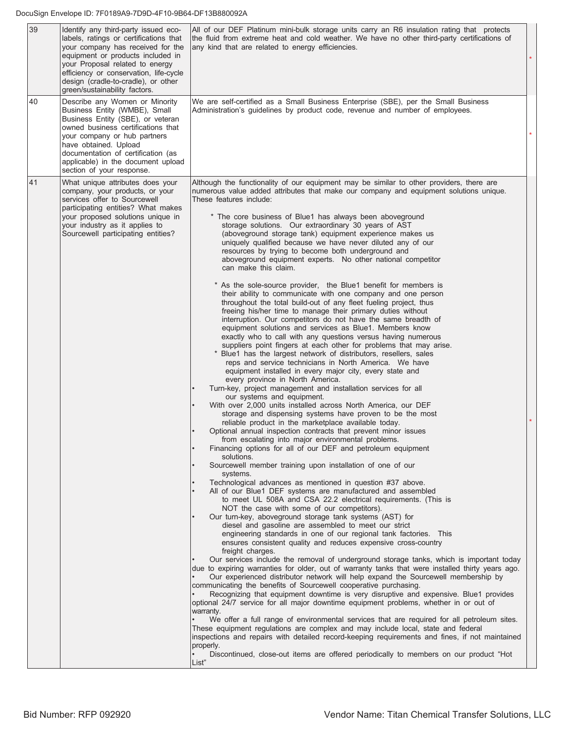| 39 | Identify any third-party issued eco-labels, ratings or certifications that your company has received for the equipment or products included in your Proposal related to energy efficiency or conservation, life-cycle design (cradle-to-cradle), or other green/sustainability factors. | All of our DEF Platinum mini-bulk storage units carry an R6 insulation rating that protects the fluid from extreme heat and cold weather. We have no other third-party certifications of any kind that are related to energy efficiencies. | * |
|---|---|---|---|
| 40 | Describe any Women or Minority Business Entity (WMBE), Small Business Entity (SBE), or veteran owned business certifications that your company or hub partners have obtained. Upload documentation of certification (as applicable) in the document upload section of your response. | We are self-certified as a Small Business Enterprise (SBE), per the Small Business Administration's guidelines by product code, revenue and number of employees. | * |
| 41 | What unique attributes does your company, your products, or your services offer to Sourcewell participating entities? What makes your proposed solutions unique in your industry as it applies to Sourcewell participating entities? | Although the functionality of our equipment may be similar to other providers, there are numerous value added attributes that make our company and equipment solutions unique. These features include:<br><br>* The core business of Blue1 has always been aboveground storage solutions. Our extraordinary 30 years of AST (aboveground storage tank) equipment experience makes us uniquely qualified because we have never diluted any of our resources by trying to become both underground and aboveground equipment experts. No other national competitor can make this claim.<br><br>* As the sole-source provider, the Blue1 benefit for members is their ability to communicate with one company and one person throughout the total build-out of any fleet fueling project, thus freeing his/her time to manage their primary duties without interruption. Our competitors do not have the same breadth of equipment solutions and services as Blue1. Members know exactly who to call with any questions versus having numerous suppliers point fingers at each other for problems that may arise.<br>* Blue1 has the largest network of distributors, resellers, sales reps and service technicians in North America. We have equipment installed in every major city, every state and every province in North America.<br>• Turn-key, project management and installation services for all our systems and equipment.<br>• With over 2,000 units installed across North America, our DEF storage and dispensing systems have proven to be the most reliable product in the marketplace available today.<br>• Optional annual inspection contracts that prevent minor issues from escalating into major environmental problems.<br>• Financing options for all of our DEF and petroleum equipment solutions.<br>• Sourcewell member training upon installation of one of our systems.<br>• Technological advances as mentioned in question #37 above.<br>• All of our Blue1 DEF systems are manufactured and assembled to meet UL 508A and CSA 22.2 electrical requirements. (This is NOT the case with some of our competitors).<br>• Our turn-key, aboveground storage tank systems (AST) for diesel and gasoline are assembled to meet our strict engineering standards in one of our regional tank factories. This ensures consistent quality and reduces expensive cross-country freight charges.<br>• Our services include the removal of underground storage tanks, which is important today due to expiring warranties for older, out of warranty tanks that were installed thirty years ago.<br>• Our experienced distributor network will help expand the Sourcewell membership by communicating the benefits of Sourcewell cooperative purchasing.<br>• Recognizing that equipment downtime is very disruptive and expensive. Blue1 provides optional 24/7 service for all major downtime equipment problems, whether in or out of warranty.<br>• We offer a full range of environmental services that are required for all petroleum sites. These equipment regulations are complex and may include local, state and federal inspections and repairs with detailed record-keeping requirements and fines, if not maintained properly.<br>• Discontinued, close-out items are offered periodically to members on our product "Hot List" | * |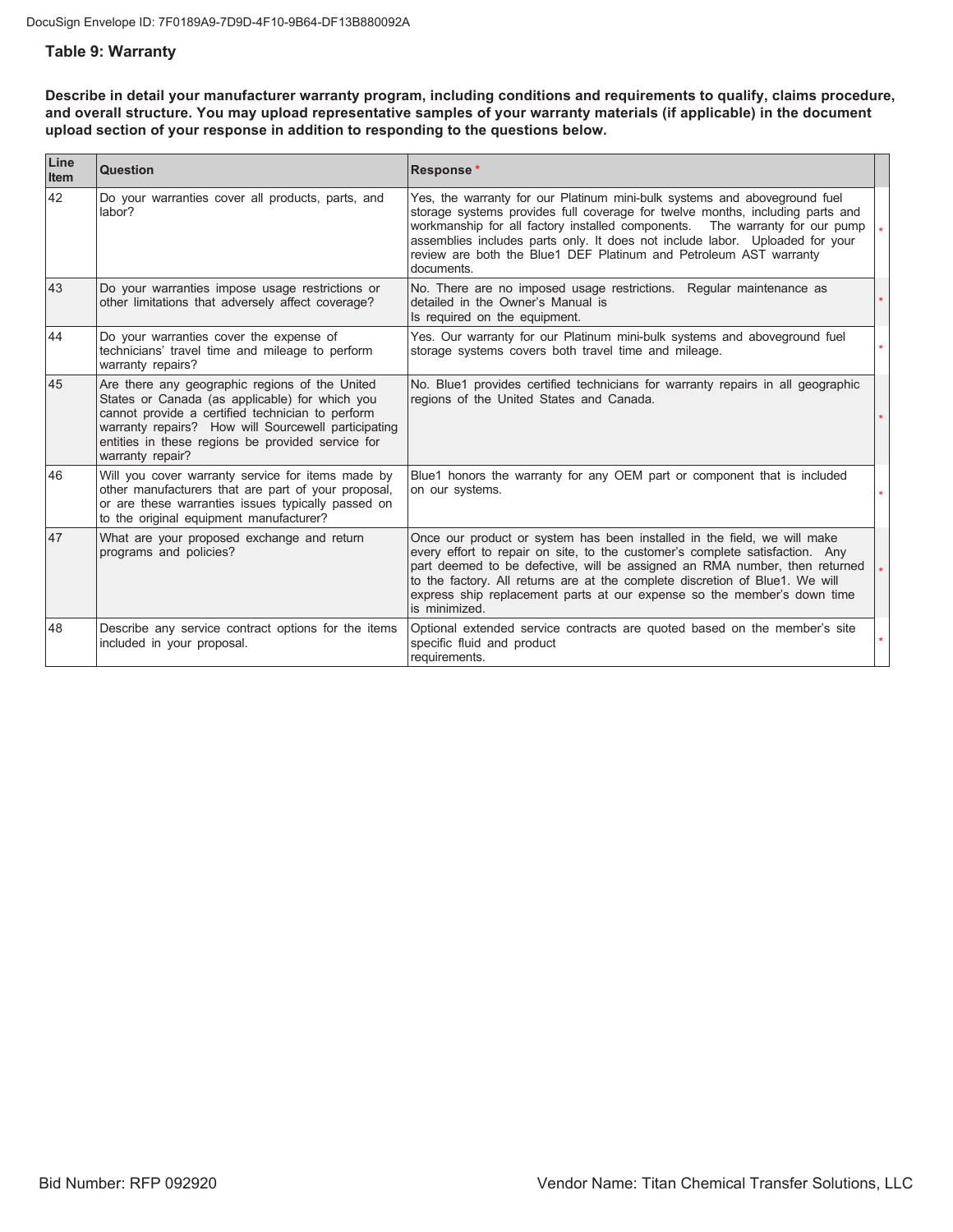## Table 9: Warranty

**Describe in detail your manufacturer warranty program, including conditions and requirements to qualify, claims procedure, and overall structure. You may upload representative samples of your warranty materials (if applicable) in the document upload section of your response in addition to responding to the questions below.**

| Line Item | Question | Response * | |
|---|---|---|---|
| 42 | Do your warranties cover all products, parts, and labor? | Yes, the warranty for our Platinum mini-bulk systems and aboveground fuel storage systems provides full coverage for twelve months, including parts and workmanship for all factory installed components. The warranty for our pump assemblies includes parts only. It does not include labor. Uploaded for your review are both the Blue1 DEF Platinum and Petroleum AST warranty documents. | * |
| 43 | Do your warranties impose usage restrictions or other limitations that adversely affect coverage? | No. There are no imposed usage restrictions. Regular maintenance as detailed in the Owner's Manual is Is required on the equipment. | * |
| 44 | Do your warranties cover the expense of technicians' travel time and mileage to perform warranty repairs? | Yes. Our warranty for our Platinum mini-bulk systems and aboveground fuel storage systems covers both travel time and mileage. | * |
| 45 | Are there any geographic regions of the United States or Canada (as applicable) for which you cannot provide a certified technician to perform warranty repairs? How will Sourcewell participating entities in these regions be provided service for warranty repair? | No. Blue1 provides certified technicians for warranty repairs in all geographic regions of the United States and Canada. | * |
| 46 | Will you cover warranty service for items made by other manufacturers that are part of your proposal, or are these warranties issues typically passed on to the original equipment manufacturer? | Blue1 honors the warranty for any OEM part or component that is included on our systems. | * |
| 47 | What are your proposed exchange and return programs and policies? | Once our product or system has been installed in the field, we will make every effort to repair on site, to the customer's complete satisfaction. Any part deemed to be defective, will be assigned an RMA number, then returned to the factory. All returns are at the complete discretion of Blue1. We will express ship replacement parts at our expense so the member's down time is minimized. | * |
| 48 | Describe any service contract options for the items included in your proposal. | Optional extended service contracts are quoted based on the member's site specific fluid and product requirements. | * |

Bid Number: RFP 092920 Vendor Name: Titan Chemical Transfer Solutions, LLC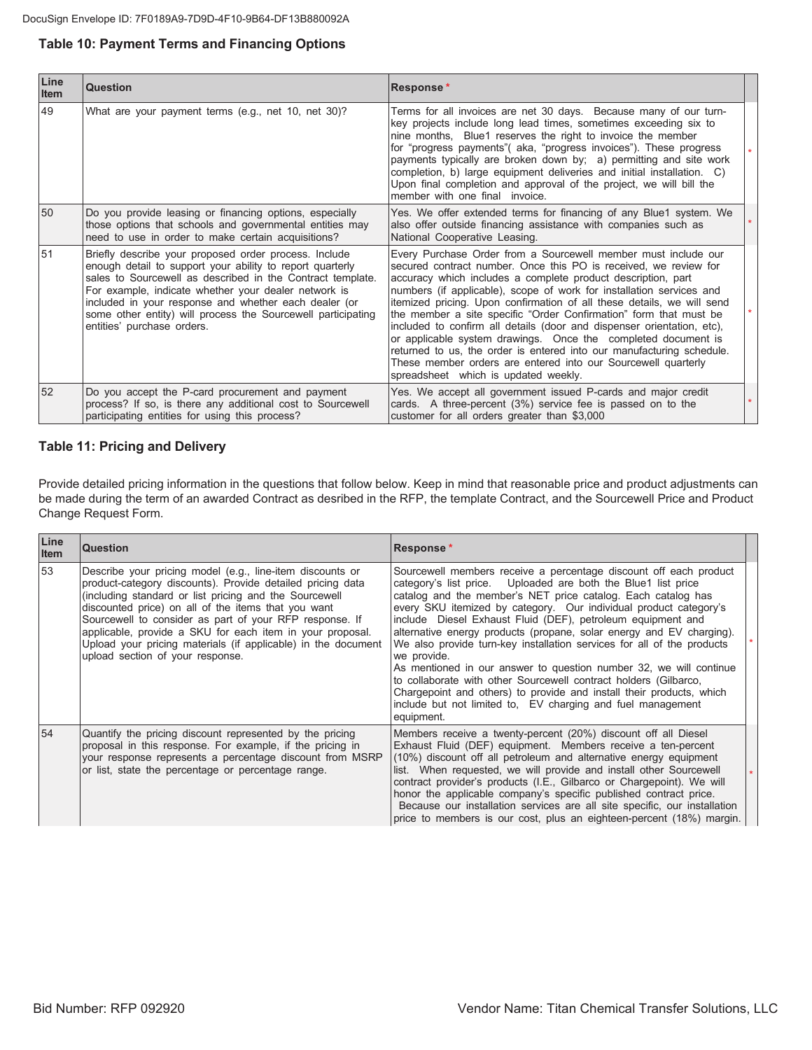## Table 10: Payment Terms and Financing Options

| Line Item | Question | Response * |
|---|---|---|
| 49 | What are your payment terms (e.g., net 10, net 30)? | Terms for all invoices are net 30 days. Because many of our turn-key projects include long lead times, sometimes exceeding six to nine months, Blue1 reserves the right to invoice the member for "progress payments"( aka, "progress invoices"). These progress payments typically are broken down by; a) permitting and site work completion, b) large equipment deliveries and initial installation. C) Upon final completion and approval of the project, we will bill the member with one final invoice. |
| 50 | Do you provide leasing or financing options, especially those options that schools and governmental entities may need to use in order to make certain acquisitions? | Yes. We offer extended terms for financing of any Blue1 system. We also offer outside financing assistance with companies such as National Cooperative Leasing. |
| 51 | Briefly describe your proposed order process. Include enough detail to support your ability to report quarterly sales to Sourcewell as described in the Contract template. For example, indicate whether your dealer network is included in your response and whether each dealer (or some other entity) will process the Sourcewell participating entities' purchase orders. | Every Purchase Order from a Sourcewell member must include our secured contract number. Once this PO is received, we review for accuracy which includes a complete product description, part numbers (if applicable), scope of work for installation services and itemized pricing. Upon confirmation of all these details, we will send the member a site specific "Order Confirmation" form that must be included to confirm all details (door and dispenser orientation, etc), or applicable system drawings. Once the completed document is returned to us, the order is entered into our manufacturing schedule. These member orders are entered into our Sourcewell quarterly spreadsheet which is updated weekly. |
| 52 | Do you accept the P-card procurement and payment process? If so, is there any additional cost to Sourcewell participating entities for using this process? | Yes. We accept all government issued P-cards and major credit cards. A three-percent (3%) service fee is passed on to the customer for all orders greater than $3,000 |

## Table 11: Pricing and Delivery

Provide detailed pricing information in the questions that follow below. Keep in mind that reasonable price and product adjustments can be made during the term of an awarded Contract as desribed in the RFP, the template Contract, and the Sourcewell Price and Product Change Request Form.

| Line Item | Question | Response * |
|---|---|---|
| 53 | Describe your pricing model (e.g., line-item discounts or product-category discounts). Provide detailed pricing data (including standard or list pricing and the Sourcewell discounted price) on all of the items that you want Sourcewell to consider as part of your RFP response. If applicable, provide a SKU for each item in your proposal. Upload your pricing materials (if applicable) in the document upload section of your response. | Sourcewell members receive a percentage discount off each product category's list price. Uploaded are both the Blue1 list price catalog and the member's NET price catalog. Each catalog has every SKU itemized by category. Our individual product category's include Diesel Exhaust Fluid (DEF), petroleum equipment and alternative energy products (propane, solar energy and EV charging). We also provide turn-key installation services for all of the products we provide.<br>As mentioned in our answer to question number 32, we will continue to collaborate with other Sourcewell contract holders (Gilbarco, Chargepoint and others) to provide and install their products, which include but not limited to, EV charging and fuel management equipment. |
| 54 | Quantify the pricing discount represented by the pricing proposal in this response. For example, if the pricing in your response represents a percentage discount from MSRP or list, state the percentage or percentage range. | Members receive a twenty-percent (20%) discount off all Diesel Exhaust Fluid (DEF) equipment. Members receive a ten-percent (10%) discount off all petroleum and alternative energy equipment list. When requested, we will provide and install other Sourcewell contract provider's products (I.E., Gilbarco or Chargepoint). We will honor the applicable company's specific published contract price. Because our installation services are all site specific, our installation price to members is our cost, plus an eighteen-percent (18%) margin. |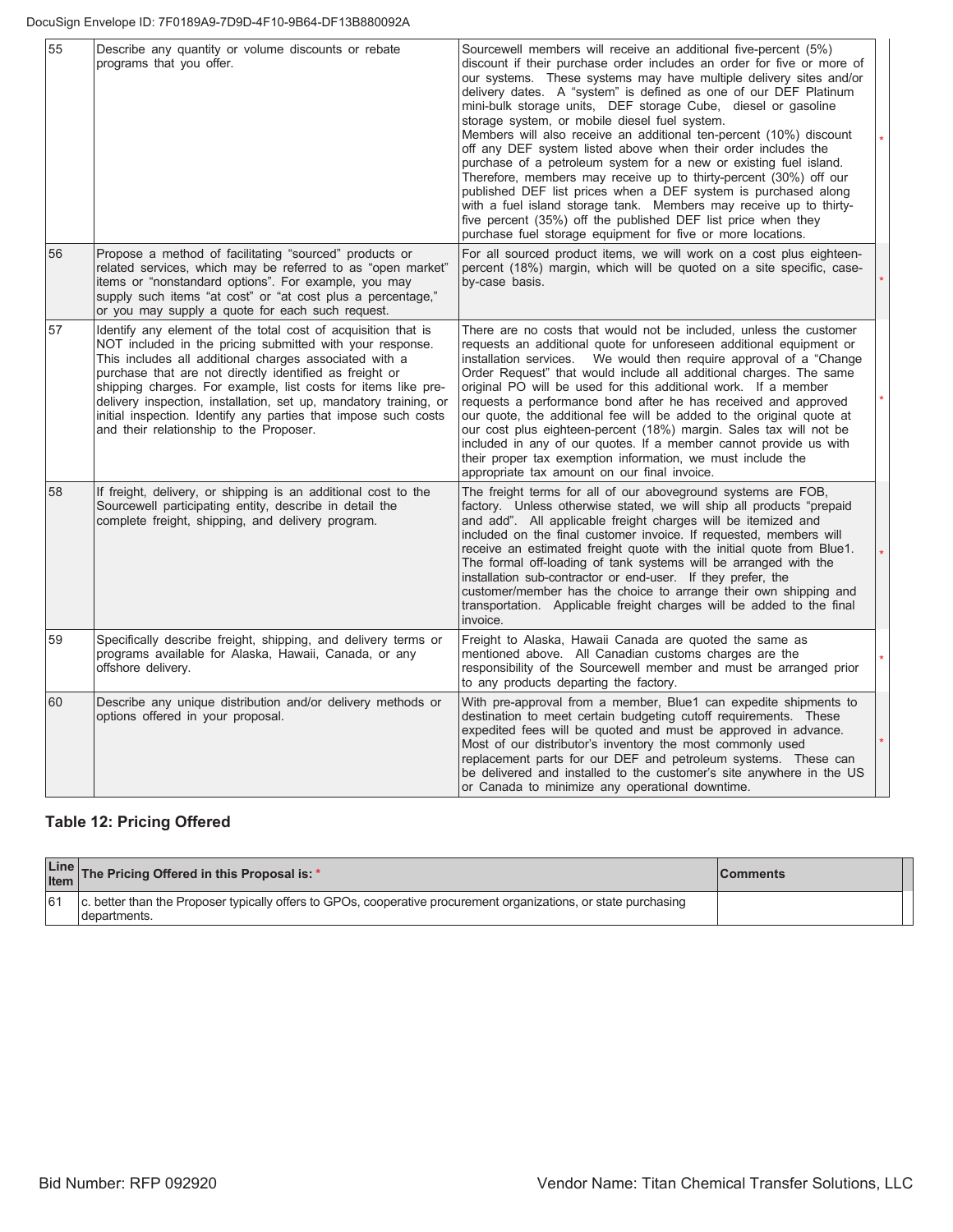| 55 | Describe any quantity or volume discounts or rebate programs that you offer. | Sourcewell members will receive an additional five-percent (5%) discount if their purchase order includes an order for five or more of our systems. These systems may have multiple delivery sites and/or delivery dates. A "system" is defined as one of our DEF Platinum mini-bulk storage units, DEF storage Cube, diesel or gasoline storage system, or mobile diesel fuel system. Members will also receive an additional ten-percent (10%) discount off any DEF system listed above when their order includes the purchase of a petroleum system for a new or existing fuel island. Therefore, members may receive up to thirty-percent (30%) off our published DEF list prices when a DEF system is purchased along with a fuel island storage tank. Members may receive up to thirty-five percent (35%) off the published DEF list price when they purchase fuel storage equipment for five or more locations. | * |
|---|---|---|---|
| 56 | Propose a method of facilitating "sourced" products or related services, which may be referred to as "open market" items or "nonstandard options". For example, you may supply such items "at cost" or "at cost plus a percentage," or you may supply a quote for each such request. | For all sourced product items, we will work on a cost plus eighteen-percent (18%) margin, which will be quoted on a site specific, case-by-case basis. | * |
| 57 | Identify any element of the total cost of acquisition that is NOT included in the pricing submitted with your response. This includes all additional charges associated with a purchase that are not directly identified as freight or shipping charges. For example, list costs for items like pre-delivery inspection, installation, set up, mandatory training, or initial inspection. Identify any parties that impose such costs and their relationship to the Proposer. | There are no costs that would not be included, unless the customer requests an additional quote for unforeseen additional equipment or installation services. We would then require approval of a "Change Order Request" that would include all additional charges. The same original PO will be used for this additional work. If a member requests a performance bond after he has received and approved our quote, the additional fee will be added to the original quote at our cost plus eighteen-percent (18%) margin. Sales tax will not be included in any of our quotes. If a member cannot provide us with their proper tax exemption information, we must include the appropriate tax amount on our final invoice. | * |
| 58 | If freight, delivery, or shipping is an additional cost to the Sourcewell participating entity, describe in detail the complete freight, shipping, and delivery program. | The freight terms for all of our aboveground systems are FOB, factory. Unless otherwise stated, we will ship all products "prepaid and add". All applicable freight charges will be itemized and included on the final customer invoice. If requested, members will receive an estimated freight quote with the initial quote from Blue1. The formal off-loading of tank systems will be arranged with the installation sub-contractor or end-user. If they prefer, the customer/member has the choice to arrange their own shipping and transportation. Applicable freight charges will be added to the final invoice. | * |
| 59 | Specifically describe freight, shipping, and delivery terms or programs available for Alaska, Hawaii, Canada, or any offshore delivery. | Freight to Alaska, Hawaii Canada are quoted the same as mentioned above. All Canadian customs charges are the responsibility of the Sourcewell member and must be arranged prior to any products departing the factory. | * |
| 60 | Describe any unique distribution and/or delivery methods or options offered in your proposal. | With pre-approval from a member, Blue1 can expedite shipments to destination to meet certain budgeting cutoff requirements. These expedited fees will be quoted and must be approved in advance. Most of our distributor's inventory the most commonly used replacement parts for our DEF and petroleum systems. These can be delivered and installed to the customer's site anywhere in the US or Canada to minimize any operational downtime. | * |

### Table 12: Pricing Offered

| Line Item | The Pricing Offered in this Proposal is: * | Comments |
|---|---|---|
| 61 | c. better than the Proposer typically offers to GPOs, cooperative procurement organizations, or state purchasing departments. | |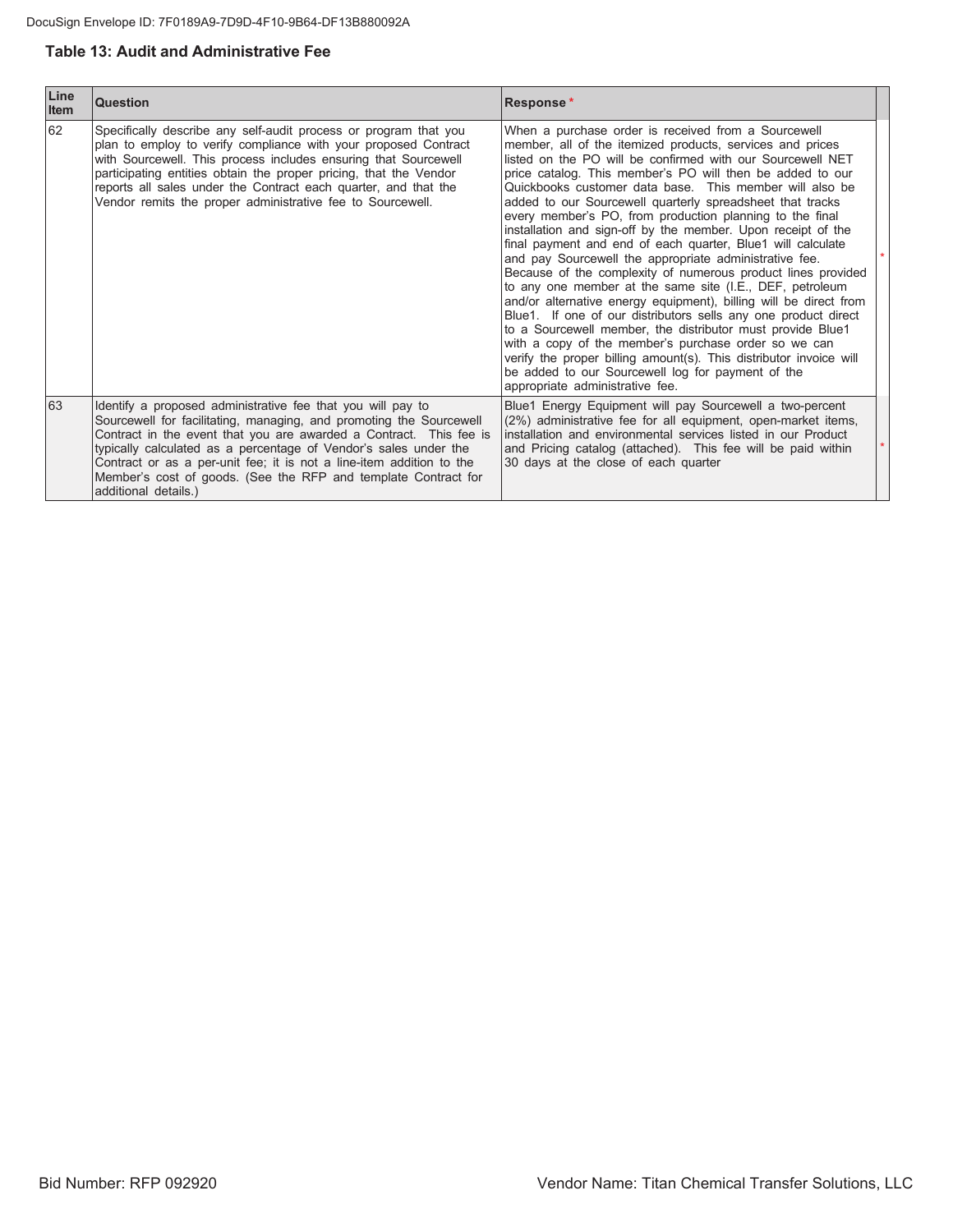### Table 13: Audit and Administrative Fee

| Line Item | Question | Response * |
|---|---|---|
| 62 | Specifically describe any self-audit process or program that you plan to employ to verify compliance with your proposed Contract with Sourcewell. This process includes ensuring that Sourcewell participating entities obtain the proper pricing, that the Vendor reports all sales under the Contract each quarter, and that the Vendor remits the proper administrative fee to Sourcewell. | When a purchase order is received from a Sourcewell member, all of the itemized products, services and prices listed on the PO will be confirmed with our Sourcewell NET price catalog. This member's PO will then be added to our Quickbooks customer data base. This member will also be added to our Sourcewell quarterly spreadsheet that tracks every member's PO, from production planning to the final installation and sign-off by the member. Upon receipt of the final payment and end of each quarter, Blue1 will calculate and pay Sourcewell the appropriate administrative fee. Because of the complexity of numerous product lines provided to any one member at the same site (I.E., DEF, petroleum and/or alternative energy equipment), billing will be direct from Blue1. If one of our distributors sells any one product direct to a Sourcewell member, the distributor must provide Blue1 with a copy of the member's purchase order so we can verify the proper billing amount(s). This distributor invoice will be added to our Sourcewell log for payment of the appropriate administrative fee. |
| 63 | Identify a proposed administrative fee that you will pay to Sourcewell for facilitating, managing, and promoting the Sourcewell Contract in the event that you are awarded a Contract. This fee is typically calculated as a percentage of Vendor's sales under the Contract or as a per-unit fee; it is not a line-item addition to the Member's cost of goods. (See the RFP and template Contract for additional details.) | Blue1 Energy Equipment will pay Sourcewell a two-percent (2%) administrative fee for all equipment, open-market items, installation and environmental services listed in our Product and Pricing catalog (attached). This fee will be paid within 30 days at the close of each quarter |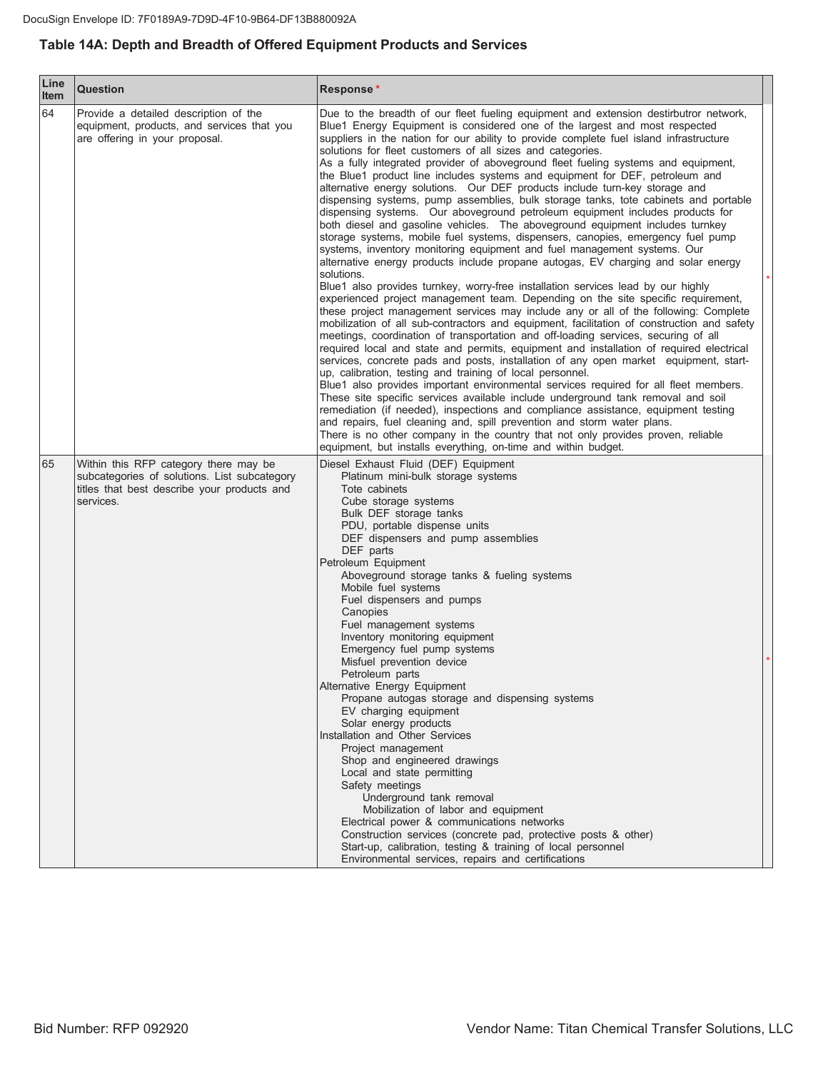### Table 14A: Depth and Breadth of Offered Equipment Products and Services

| Line Item | Question | Response * |
|---|---|---|
| 64 | Provide a detailed description of the equipment, products, and services that you are offering in your proposal. | Due to the breadth of our fleet fueling equipment and extension destirbutror network, Blue1 Energy Equipment is considered one of the largest and most respected suppliers in the nation for our ability to provide complete fuel island infrastructure solutions for fleet customers of all sizes and categories.<br>As a fully integrated provider of aboveground fleet fueling systems and equipment, the Blue1 product line includes systems and equipment for DEF, petroleum and alternative energy solutions. Our DEF products include turn-key storage and dispensing systems, pump assemblies, bulk storage tanks, tote cabinets and portable dispensing systems. Our aboveground petroleum equipment includes products for both diesel and gasoline vehicles. The aboveground equipment includes turnkey storage systems, mobile fuel systems, dispensers, canopies, emergency fuel pump systems, inventory monitoring equipment and fuel management systems. Our alternative energy products include propane autogas, EV charging and solar energy solutions.<br>Blue1 also provides turnkey, worry-free installation services lead by our highly experienced project management team. Depending on the site specific requirement, these project management services may include any or all of the following: Complete mobilization of all sub-contractors and equipment, facilitation of construction and safety meetings, coordination of transportation and off-loading services, securing of all required local and state and permits, equipment and installation of required electrical services, concrete pads and posts, installation of any open market equipment, start-up, calibration, testing and training of local personnel.<br>Blue1 also provides important environmental services required for all fleet members. These site specific services available include underground tank removal and soil remediation (if needed), inspections and compliance assistance, equipment testing and repairs, fuel cleaning and, spill prevention and storm water plans.<br>There is no other company in the country that not only provides proven, reliable equipment, but installs everything, on-time and within budget. |
| 65 | Within this RFP category there may be subcategories of solutions. List subcategory titles that best describe your products and services. | Diesel Exhaust Fluid (DEF) Equipment<br>&nbsp;&nbsp;&nbsp;&nbsp;Platinum mini-bulk storage systems<br>&nbsp;&nbsp;&nbsp;&nbsp;Tote cabinets<br>&nbsp;&nbsp;&nbsp;&nbsp;Cube storage systems<br>&nbsp;&nbsp;&nbsp;&nbsp;Bulk DEF storage tanks<br>&nbsp;&nbsp;&nbsp;&nbsp;PDU, portable dispense units<br>&nbsp;&nbsp;&nbsp;&nbsp;DEF dispensers and pump assemblies<br>&nbsp;&nbsp;&nbsp;&nbsp;DEF parts<br>Petroleum Equipment<br>&nbsp;&nbsp;&nbsp;&nbsp;Aboveground storage tanks & fueling systems<br>&nbsp;&nbsp;&nbsp;&nbsp;Mobile fuel systems<br>&nbsp;&nbsp;&nbsp;&nbsp;Fuel dispensers and pumps<br>&nbsp;&nbsp;&nbsp;&nbsp;Canopies<br>&nbsp;&nbsp;&nbsp;&nbsp;Fuel management systems<br>&nbsp;&nbsp;&nbsp;&nbsp;Inventory monitoring equipment<br>&nbsp;&nbsp;&nbsp;&nbsp;Emergency fuel pump systems<br>&nbsp;&nbsp;&nbsp;&nbsp;Misfuel prevention device<br>&nbsp;&nbsp;&nbsp;&nbsp;Petroleum parts<br>Alternative Energy Equipment<br>&nbsp;&nbsp;&nbsp;&nbsp;Propane autogas storage and dispensing systems<br>&nbsp;&nbsp;&nbsp;&nbsp;EV charging equipment<br>&nbsp;&nbsp;&nbsp;&nbsp;Solar energy products<br>Installation and Other Services<br>&nbsp;&nbsp;&nbsp;&nbsp;Project management<br>&nbsp;&nbsp;&nbsp;&nbsp;Shop and engineered drawings<br>&nbsp;&nbsp;&nbsp;&nbsp;Local and state permitting<br>&nbsp;&nbsp;&nbsp;&nbsp;Safety meetings<br>&nbsp;&nbsp;&nbsp;&nbsp;&nbsp;&nbsp;&nbsp;&nbsp;Underground tank removal<br>&nbsp;&nbsp;&nbsp;&nbsp;&nbsp;&nbsp;&nbsp;&nbsp;Mobilization of labor and equipment<br>&nbsp;&nbsp;&nbsp;&nbsp;Electrical power & communications networks<br>&nbsp;&nbsp;&nbsp;&nbsp;Construction services (concrete pad, protective posts & other)<br>&nbsp;&nbsp;&nbsp;&nbsp;Start-up, calibration, testing & training of local personnel<br>&nbsp;&nbsp;&nbsp;&nbsp;Environmental services, repairs and certifications |

Bid Number: RFP 092920 &nbsp;&nbsp;&nbsp;&nbsp; Vendor Name: Titan Chemical Transfer Solutions, LLC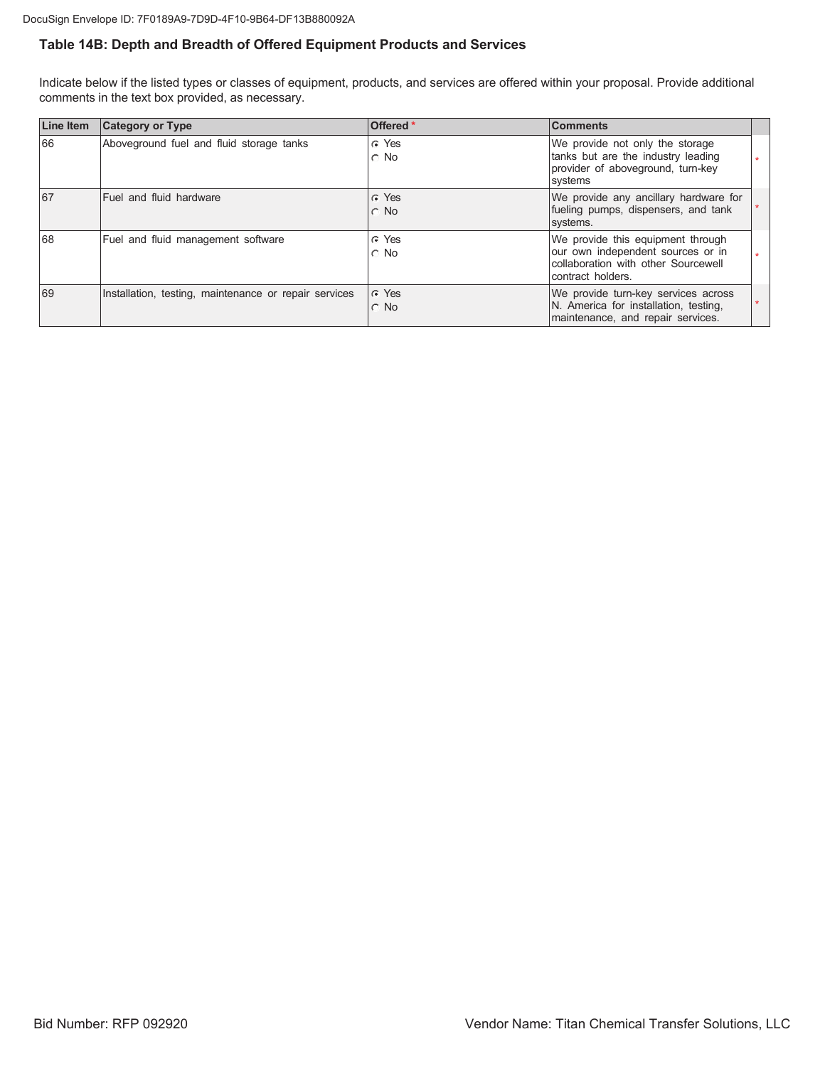## Table 14B: Depth and Breadth of Offered Equipment Products and Services

Indicate below if the listed types or classes of equipment, products, and services are offered within your proposal. Provide additional comments in the text box provided, as necessary.

| Line Item | Category or Type | Offered * | Comments | |
|---|---|---|---|---|
| 66 | Aboveground fuel and fluid storage tanks | ◉ Yes ○ No | We provide not only the storage tanks but are the industry leading provider of aboveground, turn-key systems | * |
| 67 | Fuel and fluid hardware | ◉ Yes ○ No | We provide any ancillary hardware for fueling pumps, dispensers, and tank systems. | * |
| 68 | Fuel and fluid management software | ◉ Yes ○ No | We provide this equipment through our own independent sources or in collaboration with other Sourcewell contract holders. | * |
| 69 | Installation, testing, maintenance or repair services | ◉ Yes ○ No | We provide turn-key services across N. America for installation, testing, maintenance, and repair services. | * |

Bid Number: RFP 092920

Vendor Name: Titan Chemical Transfer Solutions, LLC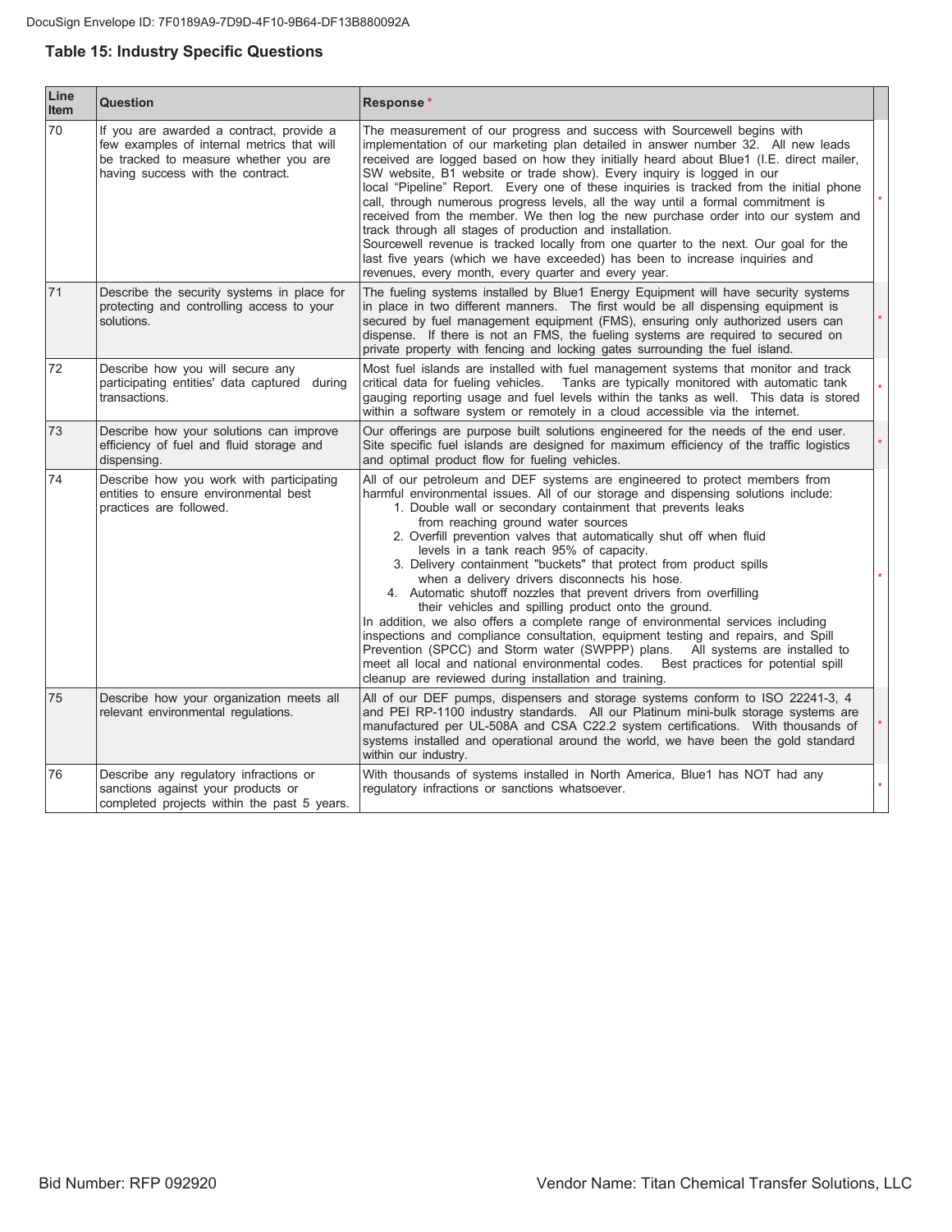### Table 15: Industry Specific Questions

| Line Item | Question | Response * | |
|---|---|---|---|
| 70 | If you are awarded a contract, provide a few examples of internal metrics that will be tracked to measure whether you are having success with the contract. | The measurement of our progress and success with Sourcewell begins with implementation of our marketing plan detailed in answer number 32. All new leads received are logged based on how they initially heard about Blue1 (I.E. direct mailer, SW website, B1 website or trade show). Every inquiry is logged in our local "Pipeline" Report. Every one of these inquiries is tracked from the initial phone call, through numerous progress levels, all the way until a formal commitment is received from the member. We then log the new purchase order into our system and track through all stages of production and installation.<br>Sourcewell revenue is tracked locally from one quarter to the next. Our goal for the last five years (which we have exceeded) has been to increase inquiries and revenues, every month, every quarter and every year. | * |
| 71 | Describe the security systems in place for protecting and controlling access to your solutions. | The fueling systems installed by Blue1 Energy Equipment will have security systems in place in two different manners. The first would be all dispensing equipment is secured by fuel management equipment (FMS), ensuring only authorized users can dispense. If there is not an FMS, the fueling systems are required to secured on private property with fencing and locking gates surrounding the fuel island. | * |
| 72 | Describe how you will secure any participating entities' data captured during transactions. | Most fuel islands are installed with fuel management systems that monitor and track critical data for fueling vehicles. Tanks are typically monitored with automatic tank gauging reporting usage and fuel levels within the tanks as well. This data is stored within a software system or remotely in a cloud accessible via the internet. | * |
| 73 | Describe how your solutions can improve efficiency of fuel and fluid storage and dispensing. | Our offerings are purpose built solutions engineered for the needs of the end user. Site specific fuel islands are designed for maximum efficiency of the traffic logistics and optimal product flow for fueling vehicles. | * |
| 74 | Describe how you work with participating entities to ensure environmental best practices are followed. | All of our petroleum and DEF systems are engineered to protect members from harmful environmental issues. All of our storage and dispensing solutions include:<br>1. Double wall or secondary containment that prevents leaks from reaching ground water sources<br>2. Overfill prevention valves that automatically shut off when fluid levels in a tank reach 95% of capacity.<br>3. Delivery containment "buckets" that protect from product spills when a delivery drivers disconnects his hose.<br>4. Automatic shutoff nozzles that prevent drivers from overfilling their vehicles and spilling product onto the ground.<br>In addition, we also offers a complete range of environmental services including inspections and compliance consultation, equipment testing and repairs, and Spill Prevention (SPCC) and Storm water (SWPPP) plans. All systems are installed to meet all local and national environmental codes. Best practices for potential spill cleanup are reviewed during installation and training. | * |
| 75 | Describe how your organization meets all relevant environmental regulations. | All of our DEF pumps, dispensers and storage systems conform to ISO 22241-3, 4 and PEI RP-1100 industry standards. All our Platinum mini-bulk storage systems are manufactured per UL-508A and CSA C22.2 system certifications. With thousands of systems installed and operational around the world, we have been the gold standard within our industry. | * |
| 76 | Describe any regulatory infractions or sanctions against your products or completed projects within the past 5 years. | With thousands of systems installed in North America, Blue1 has NOT had any regulatory infractions or sanctions whatsoever. | * |

Bid Number: RFP 092920 Vendor Name: Titan Chemical Transfer Solutions, LLC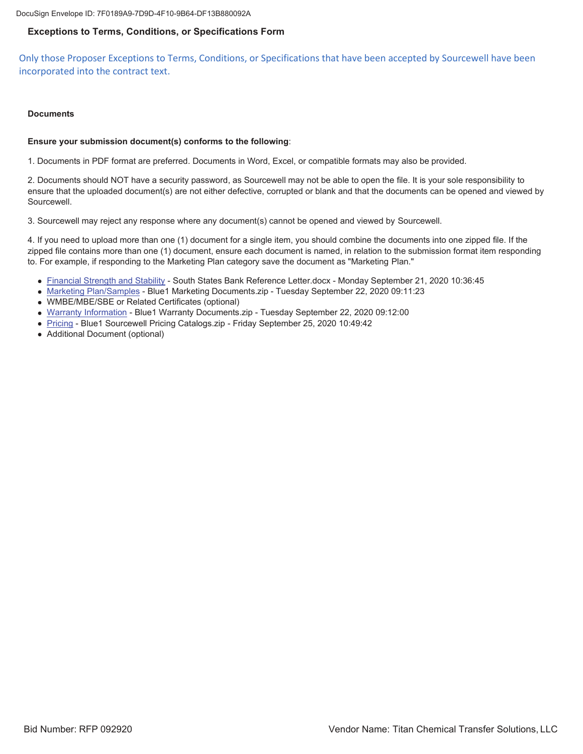## Exceptions to Terms, Conditions, or Specifications Form

Only those Proposer Exceptions to Terms, Conditions, or Specifications that have been accepted by Sourcewell have been incorporated into the contract text.

### Documents

**Ensure your submission document(s) conforms to the following**:

1. Documents in PDF format are preferred. Documents in Word, Excel, or compatible formats may also be provided.

2. Documents should NOT have a security password, as Sourcewell may not be able to open the file. It is your sole responsibility to ensure that the uploaded document(s) are not either defective, corrupted or blank and that the documents can be opened and viewed by Sourcewell.

3. Sourcewell may reject any response where any document(s) cannot be opened and viewed by Sourcewell.

4. If you need to upload more than one (1) document for a single item, you should combine the documents into one zipped file. If the zipped file contains more than one (1) document, ensure each document is named, in relation to the submission format item responding to. For example, if responding to the Marketing Plan category save the document as "Marketing Plan."

- Financial Strength and Stability - South States Bank Reference Letter.docx - Monday September 21, 2020 10:36:45
- Marketing Plan/Samples - Blue1 Marketing Documents.zip - Tuesday September 22, 2020 09:11:23
- WMBE/MBE/SBE or Related Certificates (optional)
- Warranty Information - Blue1 Warranty Documents.zip - Tuesday September 22, 2020 09:12:00
- Pricing - Blue1 Sourcewell Pricing Catalogs.zip - Friday September 25, 2020 10:49:42
- Additional Document (optional)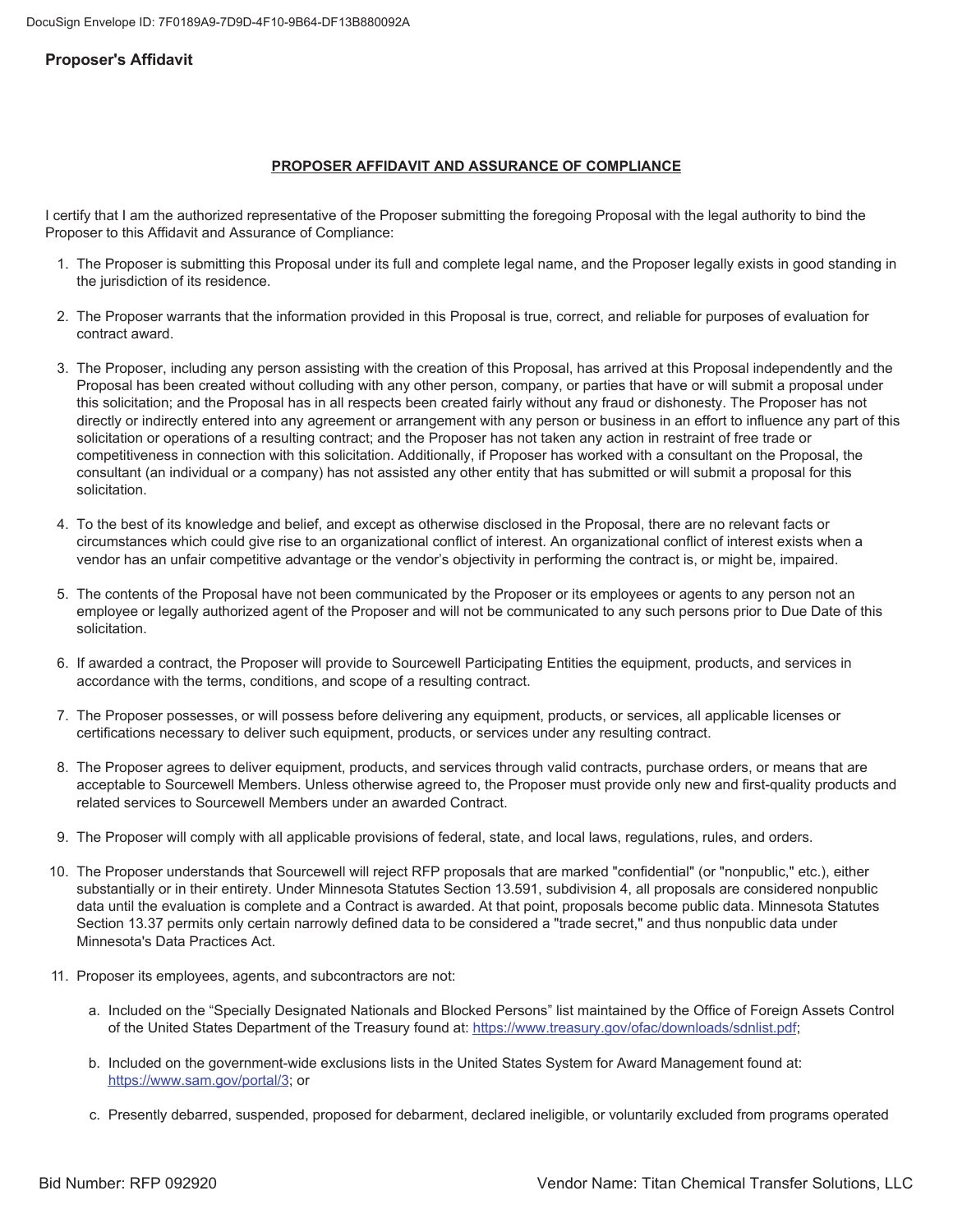## Proposer's Affidavit

### PROPOSER AFFIDAVIT AND ASSURANCE OF COMPLIANCE

I certify that I am the authorized representative of the Proposer submitting the foregoing Proposal with the legal authority to bind the Proposer to this Affidavit and Assurance of Compliance:

1. The Proposer is submitting this Proposal under its full and complete legal name, and the Proposer legally exists in good standing in the jurisdiction of its residence.

2. The Proposer warrants that the information provided in this Proposal is true, correct, and reliable for purposes of evaluation for contract award.

3. The Proposer, including any person assisting with the creation of this Proposal, has arrived at this Proposal independently and the Proposal has been created without colluding with any other person, company, or parties that have or will submit a proposal under this solicitation; and the Proposal has in all respects been created fairly without any fraud or dishonesty. The Proposer has not directly or indirectly entered into any agreement or arrangement with any person or business in an effort to influence any part of this solicitation or operations of a resulting contract; and the Proposer has not taken any action in restraint of free trade or competitiveness in connection with this solicitation. Additionally, if Proposer has worked with a consultant on the Proposal, the consultant (an individual or a company) has not assisted any other entity that has submitted or will submit a proposal for this solicitation.

4. To the best of its knowledge and belief, and except as otherwise disclosed in the Proposal, there are no relevant facts or circumstances which could give rise to an organizational conflict of interest. An organizational conflict of interest exists when a vendor has an unfair competitive advantage or the vendor's objectivity in performing the contract is, or might be, impaired.

5. The contents of the Proposal have not been communicated by the Proposer or its employees or agents to any person not an employee or legally authorized agent of the Proposer and will not be communicated to any such persons prior to Due Date of this solicitation.

6. If awarded a contract, the Proposer will provide to Sourcewell Participating Entities the equipment, products, and services in accordance with the terms, conditions, and scope of a resulting contract.

7. The Proposer possesses, or will possess before delivering any equipment, products, or services, all applicable licenses or certifications necessary to deliver such equipment, products, or services under any resulting contract.

8. The Proposer agrees to deliver equipment, products, and services through valid contracts, purchase orders, or means that are acceptable to Sourcewell Members. Unless otherwise agreed to, the Proposer must provide only new and first-quality products and related services to Sourcewell Members under an awarded Contract.

9. The Proposer will comply with all applicable provisions of federal, state, and local laws, regulations, rules, and orders.

10. The Proposer understands that Sourcewell will reject RFP proposals that are marked "confidential" (or "nonpublic," etc.), either substantially or in their entirety. Under Minnesota Statutes Section 13.591, subdivision 4, all proposals are considered nonpublic data until the evaluation is complete and a Contract is awarded. At that point, proposals become public data. Minnesota Statutes Section 13.37 permits only certain narrowly defined data to be considered a "trade secret," and thus nonpublic data under Minnesota's Data Practices Act.

11. Proposer its employees, agents, and subcontractors are not:

    a. Included on the "Specially Designated Nationals and Blocked Persons" list maintained by the Office of Foreign Assets Control of the United States Department of the Treasury found at: https://www.treasury.gov/ofac/downloads/sdnlist.pdf;

    b. Included on the government-wide exclusions lists in the United States System for Award Management found at: https://www.sam.gov/portal/3; or

    c. Presently debarred, suspended, proposed for debarment, declared ineligible, or voluntarily excluded from programs operated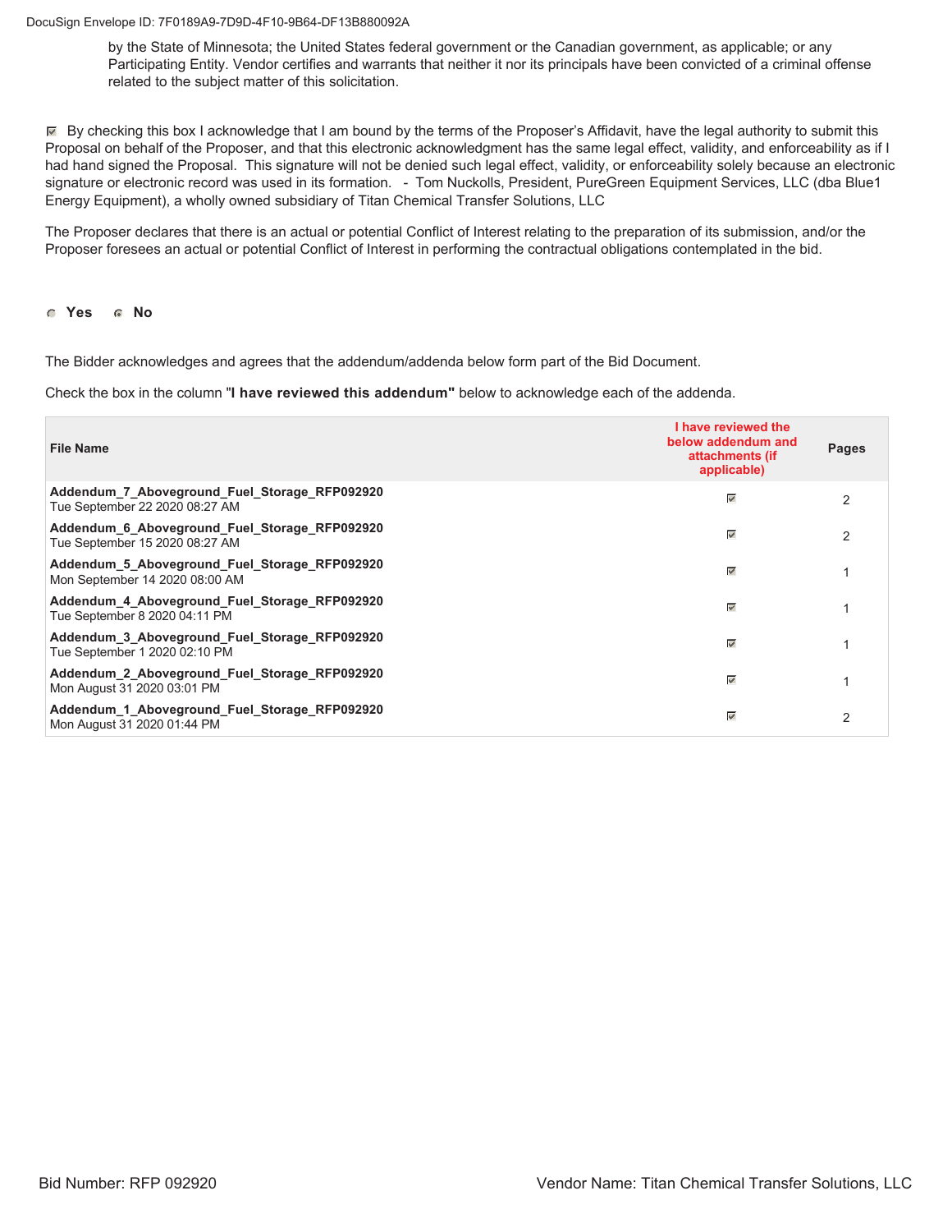by the State of Minnesota; the United States federal government or the Canadian government, as applicable; or any Participating Entity. Vendor certifies and warrants that neither it nor its principals have been convicted of a criminal offense related to the subject matter of this solicitation.

☑ By checking this box I acknowledge that I am bound by the terms of the Proposer's Affidavit, have the legal authority to submit this Proposal on behalf of the Proposer, and that this electronic acknowledgment has the same legal effect, validity, and enforceability as if I had hand signed the Proposal. This signature will not be denied such legal effect, validity, or enforceability solely because an electronic signature or electronic record was used in its formation. - Tom Nuckolls, President, PureGreen Equipment Services, LLC (dba Blue1 Energy Equipment), a wholly owned subsidiary of Titan Chemical Transfer Solutions, LLC

The Proposer declares that there is an actual or potential Conflict of Interest relating to the preparation of its submission, and/or the Proposer foresees an actual or potential Conflict of Interest in performing the contractual obligations contemplated in the bid.

○ **Yes** ◉ **No**

The Bidder acknowledges and agrees that the addendum/addenda below form part of the Bid Document.

Check the box in the column "**I have reviewed this addendum**" below to acknowledge each of the addenda.

| File Name | I have reviewed the below addendum and attachments (if applicable) | Pages |
|---|---|---|
| **Addendum_7_Aboveground_Fuel_Storage_RFP092920** Tue September 22 2020 08:27 AM | ☑ | 2 |
| **Addendum_6_Aboveground_Fuel_Storage_RFP092920** Tue September 15 2020 08:27 AM | ☑ | 2 |
| **Addendum_5_Aboveground_Fuel_Storage_RFP092920** Mon September 14 2020 08:00 AM | ☑ | 1 |
| **Addendum_4_Aboveground_Fuel_Storage_RFP092920** Tue September 8 2020 04:11 PM | ☑ | 1 |
| **Addendum_3_Aboveground_Fuel_Storage_RFP092920** Tue September 1 2020 02:10 PM | ☑ | 1 |
| **Addendum_2_Aboveground_Fuel_Storage_RFP092920** Mon August 31 2020 03:01 PM | ☑ | 1 |
| **Addendum_1_Aboveground_Fuel_Storage_RFP092920** Mon August 31 2020 01:44 PM | ☑ | 2 |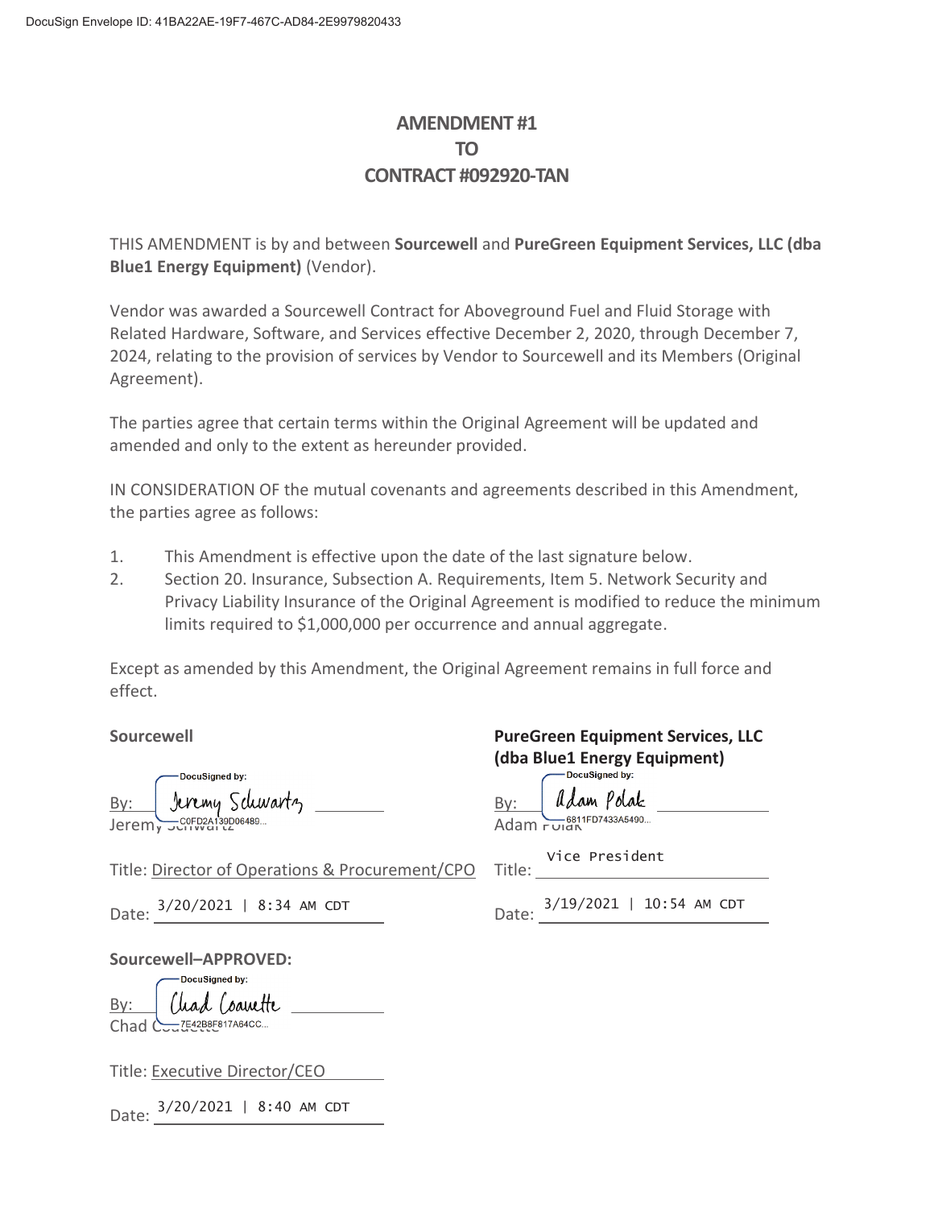DocuSign Envelope ID: 41BA22AE-19F7-467C-AD84-2E9979820433

# AMENDMENT #1
# TO
# CONTRACT #092920-TAN

THIS AMENDMENT is by and between **Sourcewell** and **PureGreen Equipment Services, LLC (dba Blue1 Energy Equipment)** (Vendor).

Vendor was awarded a Sourcewell Contract for Aboveground Fuel and Fluid Storage with Related Hardware, Software, and Services effective December 2, 2020, through December 7, 2024, relating to the provision of services by Vendor to Sourcewell and its Members (Original Agreement).

The parties agree that certain terms within the Original Agreement will be updated and amended and only to the extent as hereunder provided.

IN CONSIDERATION OF the mutual covenants and agreements described in this Amendment, the parties agree as follows:

1. This Amendment is effective upon the date of the last signature below.
2. Section 20. Insurance, Subsection A. Requirements, Item 5. Network Security and Privacy Liability Insurance of the Original Agreement is modified to reduce the minimum limits required to $1,000,000 per occurrence and annual aggregate.

Except as amended by this Amendment, the Original Agreement remains in full force and effect.

**Sourcewell**

By: DocuSigned by: Jeremy Schwartz (C0FD2A139D06489...)
Jeremy Schwartz

Title: Director of Operations & Procurement/CPO

Date: 3/20/2021 | 8:34 AM CDT

**PureGreen Equipment Services, LLC (dba Blue1 Energy Equipment)**

By: DocuSigned by: Adam Polak (6811FD7433A5490...)
Adam Polak

Title: Vice President

Date: 3/19/2021 | 10:54 AM CDT

**Sourcewell–APPROVED:**

By: DocuSigned by: Chad Coauette (7E42B8F817A64CC...)
Chad Coauette

Title: Executive Director/CEO

Date: 3/20/2021 | 8:40 AM CDT